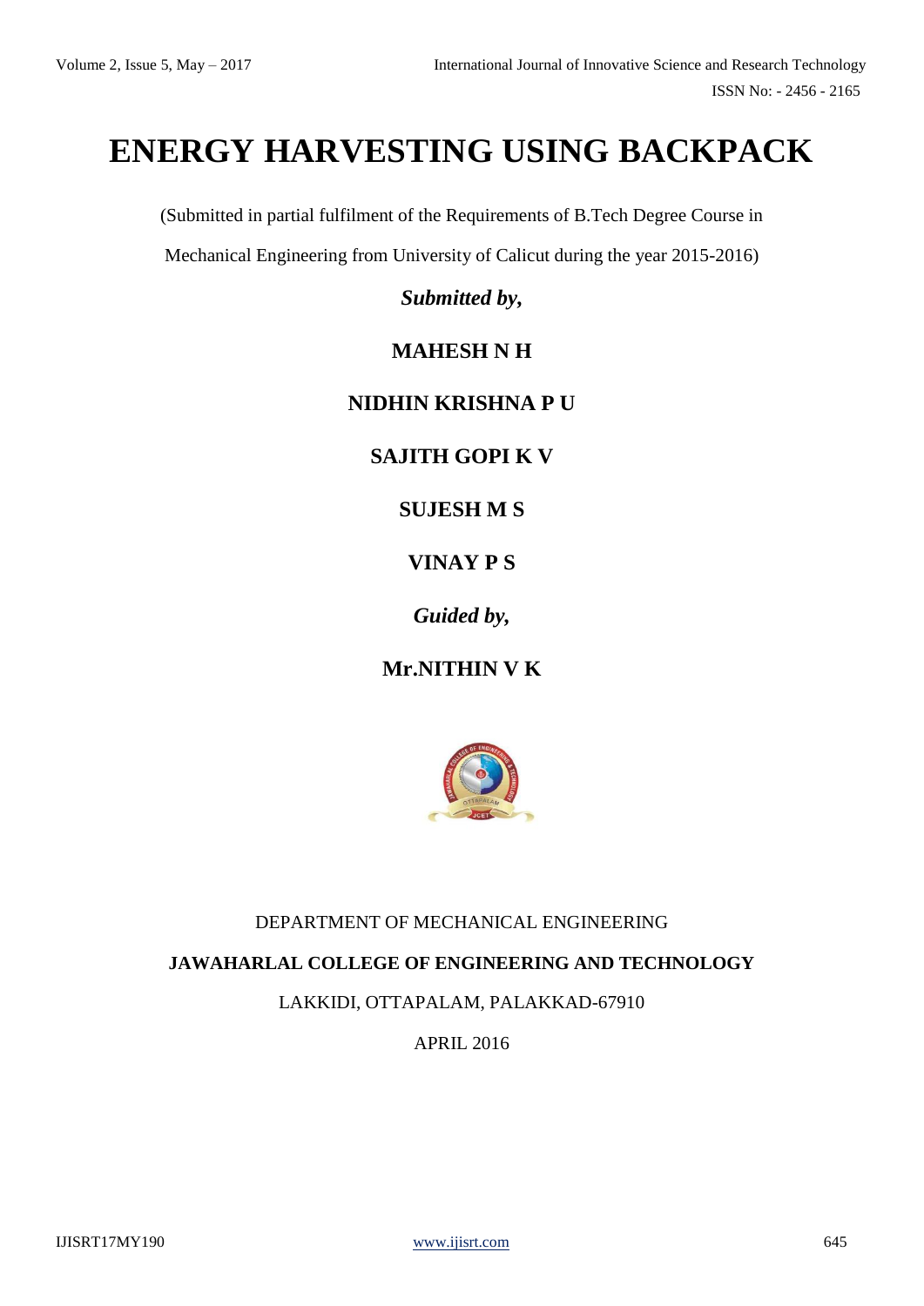# ENERGY HARVESTING USING BACKPACK

(Submitted in partial fulfilment of the Requirements of B.Tech Degree Course in

Mechanical Engineering from University of Calicut during the year 2015-2016)

***Submitted by,***

**MAHESH N H**

**NIDHIN KRISHNA P U**

**SAJITH GOPI K V**

**SUJESH M S**

**VINAY P S**

***Guided by,***

**Mr.NITHIN V K**

DEPARTMENT OF MECHANICAL ENGINEERING

**JAWAHARLAL COLLEGE OF ENGINEERING AND TECHNOLOGY**

LAKKIDI, OTTAPALAM, PALAKKAD-67910

APRIL 2016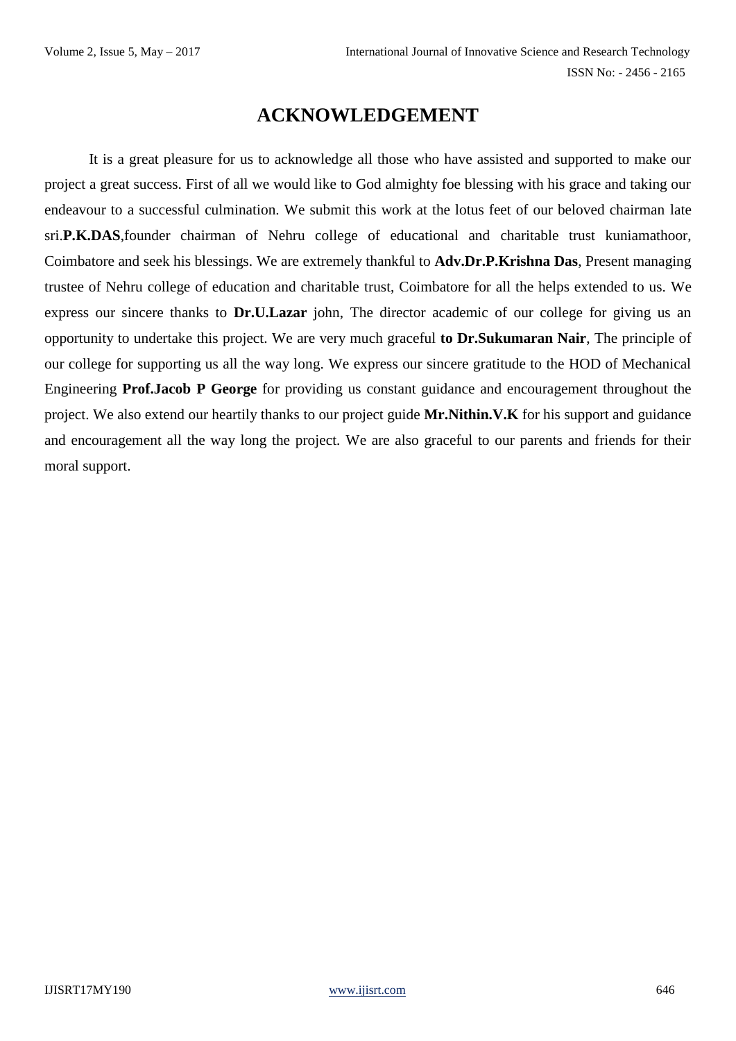# ACKNOWLEDGEMENT

It is a great pleasure for us to acknowledge all those who have assisted and supported to make our project a great success. First of all we would like to God almighty foe blessing with his grace and taking our endeavour to a successful culmination. We submit this work at the lotus feet of our beloved chairman late sri.**P.K.DAS**,founder chairman of Nehru college of educational and charitable trust kuniamathoor, Coimbatore and seek his blessings. We are extremely thankful to **Adv.Dr.P.Krishna Das**, Present managing trustee of Nehru college of education and charitable trust, Coimbatore for all the helps extended to us. We express our sincere thanks to **Dr.U.Lazar** john, The director academic of our college for giving us an opportunity to undertake this project. We are very much graceful **to Dr.Sukumaran Nair**, The principle of our college for supporting us all the way long. We express our sincere gratitude to the HOD of Mechanical Engineering **Prof.Jacob P George** for providing us constant guidance and encouragement throughout the project. We also extend our heartily thanks to our project guide **Mr.Nithin.V.K** for his support and guidance and encouragement all the way long the project. We are also graceful to our parents and friends for their moral support.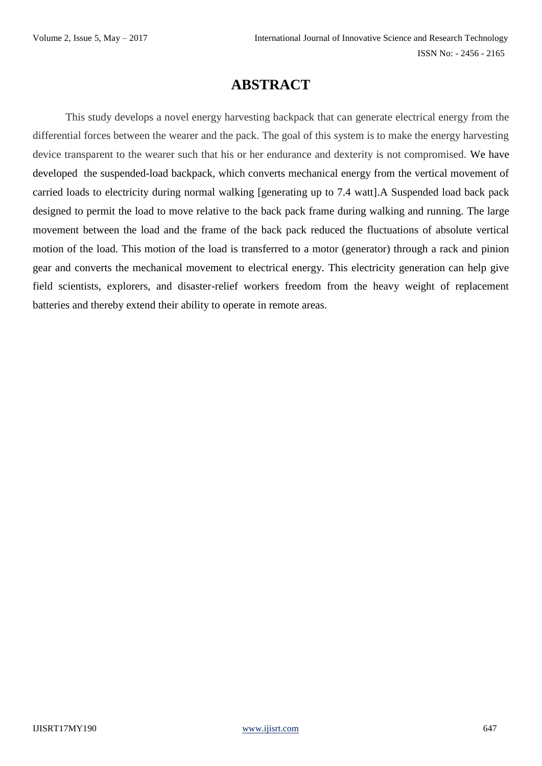# ABSTRACT

This study develops a novel energy harvesting backpack that can generate electrical energy from the differential forces between the wearer and the pack. The goal of this system is to make the energy harvesting device transparent to the wearer such that his or her endurance and dexterity is not compromised. We have developed the suspended-load backpack, which converts mechanical energy from the vertical movement of carried loads to electricity during normal walking [generating up to 7.4 watt].A Suspended load back pack designed to permit the load to move relative to the back pack frame during walking and running. The large movement between the load and the frame of the back pack reduced the fluctuations of absolute vertical motion of the load. This motion of the load is transferred to a motor (generator) through a rack and pinion gear and converts the mechanical movement to electrical energy. This electricity generation can help give field scientists, explorers, and disaster-relief workers freedom from the heavy weight of replacement batteries and thereby extend their ability to operate in remote areas.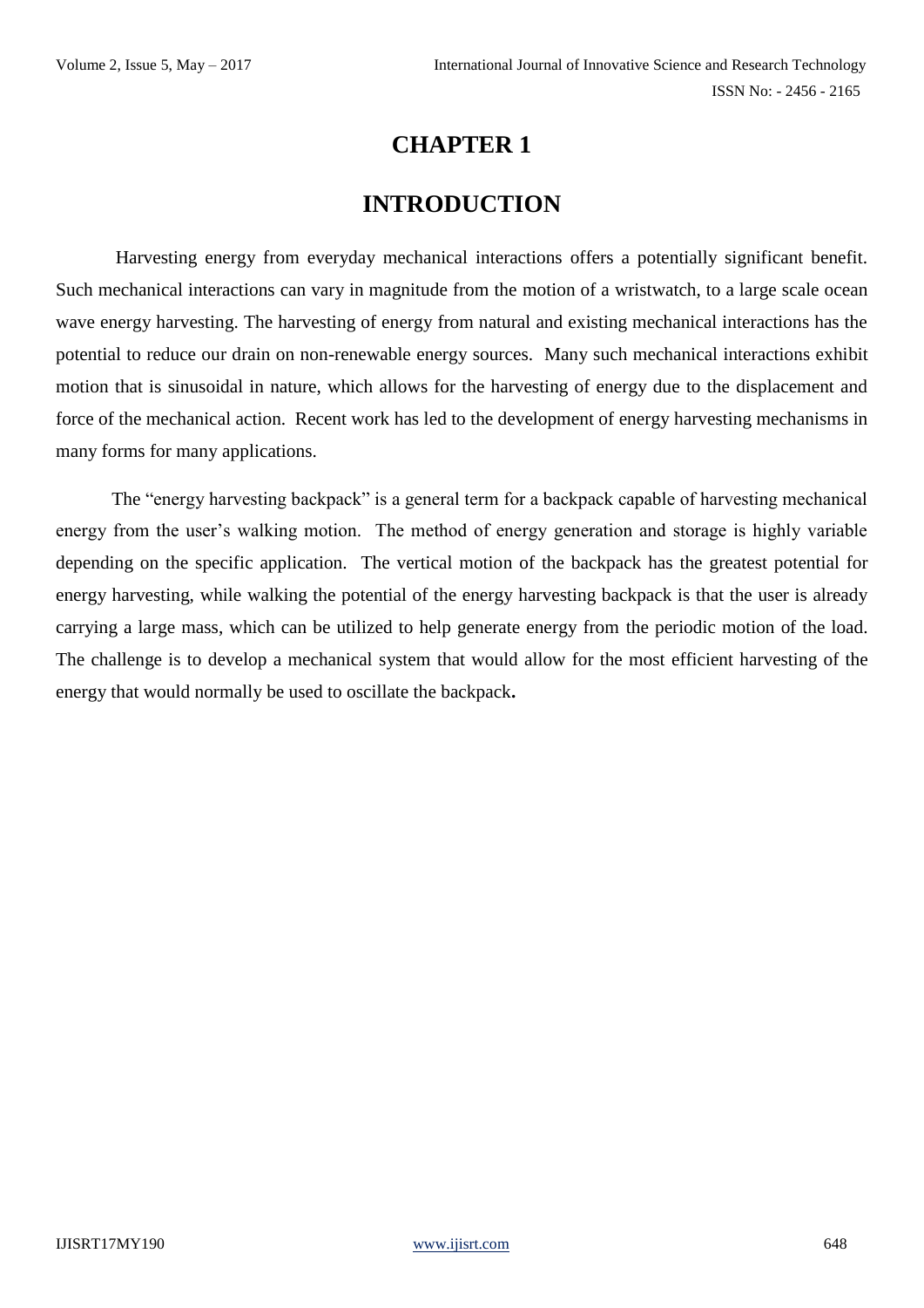# CHAPTER 1

# INTRODUCTION

Harvesting energy from everyday mechanical interactions offers a potentially significant benefit. Such mechanical interactions can vary in magnitude from the motion of a wristwatch, to a large scale ocean wave energy harvesting. The harvesting of energy from natural and existing mechanical interactions has the potential to reduce our drain on non-renewable energy sources. Many such mechanical interactions exhibit motion that is sinusoidal in nature, which allows for the harvesting of energy due to the displacement and force of the mechanical action. Recent work has led to the development of energy harvesting mechanisms in many forms for many applications.

The "energy harvesting backpack" is a general term for a backpack capable of harvesting mechanical energy from the user's walking motion. The method of energy generation and storage is highly variable depending on the specific application. The vertical motion of the backpack has the greatest potential for energy harvesting, while walking the potential of the energy harvesting backpack is that the user is already carrying a large mass, which can be utilized to help generate energy from the periodic motion of the load. The challenge is to develop a mechanical system that would allow for the most efficient harvesting of the energy that would normally be used to oscillate the backpack**.**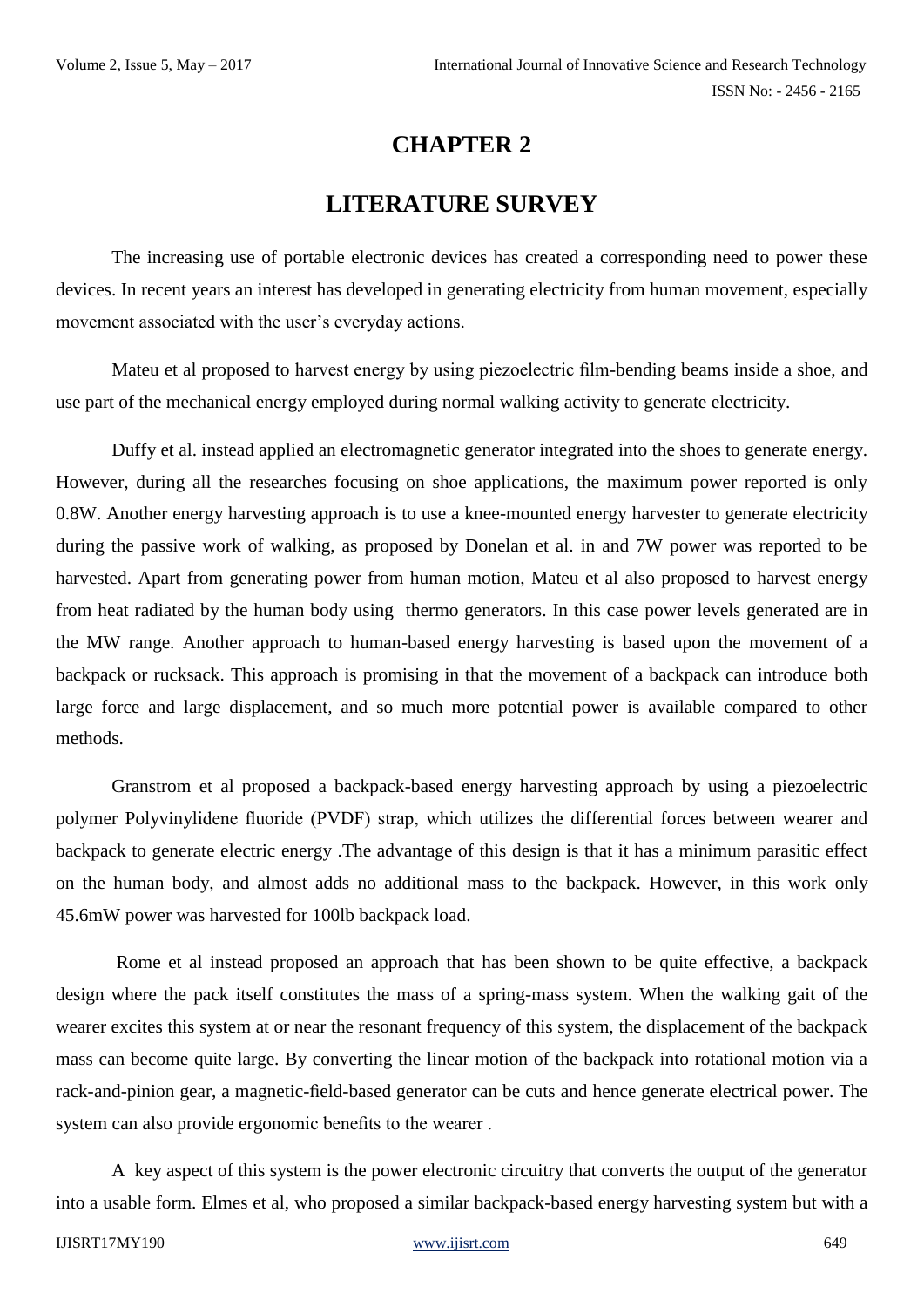# CHAPTER 2

# LITERATURE SURVEY

The increasing use of portable electronic devices has created a corresponding need to power these devices. In recent years an interest has developed in generating electricity from human movement, especially movement associated with the user's everyday actions.

Mateu et al proposed to harvest energy by using piezoelectric film-bending beams inside a shoe, and use part of the mechanical energy employed during normal walking activity to generate electricity.

Duffy et al. instead applied an electromagnetic generator integrated into the shoes to generate energy. However, during all the researches focusing on shoe applications, the maximum power reported is only 0.8W. Another energy harvesting approach is to use a knee-mounted energy harvester to generate electricity during the passive work of walking, as proposed by Donelan et al. in and 7W power was reported to be harvested. Apart from generating power from human motion, Mateu et al also proposed to harvest energy from heat radiated by the human body using thermo generators. In this case power levels generated are in the MW range. Another approach to human-based energy harvesting is based upon the movement of a backpack or rucksack. This approach is promising in that the movement of a backpack can introduce both large force and large displacement, and so much more potential power is available compared to other methods.

Granstrom et al proposed a backpack-based energy harvesting approach by using a piezoelectric polymer Polyvinylidene fluoride (PVDF) strap, which utilizes the differential forces between wearer and backpack to generate electric energy .The advantage of this design is that it has a minimum parasitic effect on the human body, and almost adds no additional mass to the backpack. However, in this work only 45.6mW power was harvested for 100lb backpack load.

Rome et al instead proposed an approach that has been shown to be quite effective, a backpack design where the pack itself constitutes the mass of a spring-mass system. When the walking gait of the wearer excites this system at or near the resonant frequency of this system, the displacement of the backpack mass can become quite large. By converting the linear motion of the backpack into rotational motion via a rack-and-pinion gear, a magnetic-field-based generator can be cuts and hence generate electrical power. The system can also provide ergonomic benefits to the wearer .

A key aspect of this system is the power electronic circuitry that converts the output of the generator into a usable form. Elmes et al, who proposed a similar backpack-based energy harvesting system but with a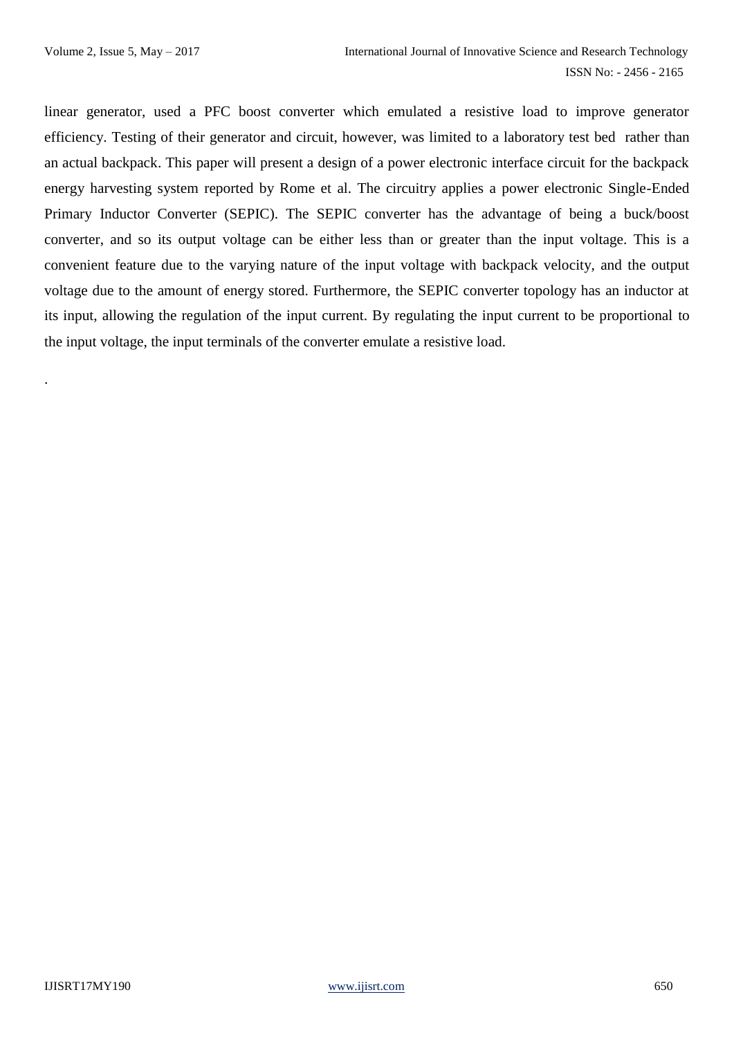linear generator, used a PFC boost converter which emulated a resistive load to improve generator efficiency. Testing of their generator and circuit, however, was limited to a laboratory test bed rather than an actual backpack. This paper will present a design of a power electronic interface circuit for the backpack energy harvesting system reported by Rome et al. The circuitry applies a power electronic Single-Ended Primary Inductor Converter (SEPIC). The SEPIC converter has the advantage of being a buck/boost converter, and so its output voltage can be either less than or greater than the input voltage. This is a convenient feature due to the varying nature of the input voltage with backpack velocity, and the output voltage due to the amount of energy stored. Furthermore, the SEPIC converter topology has an inductor at its input, allowing the regulation of the input current. By regulating the input current to be proportional to the input voltage, the input terminals of the converter emulate a resistive load.

.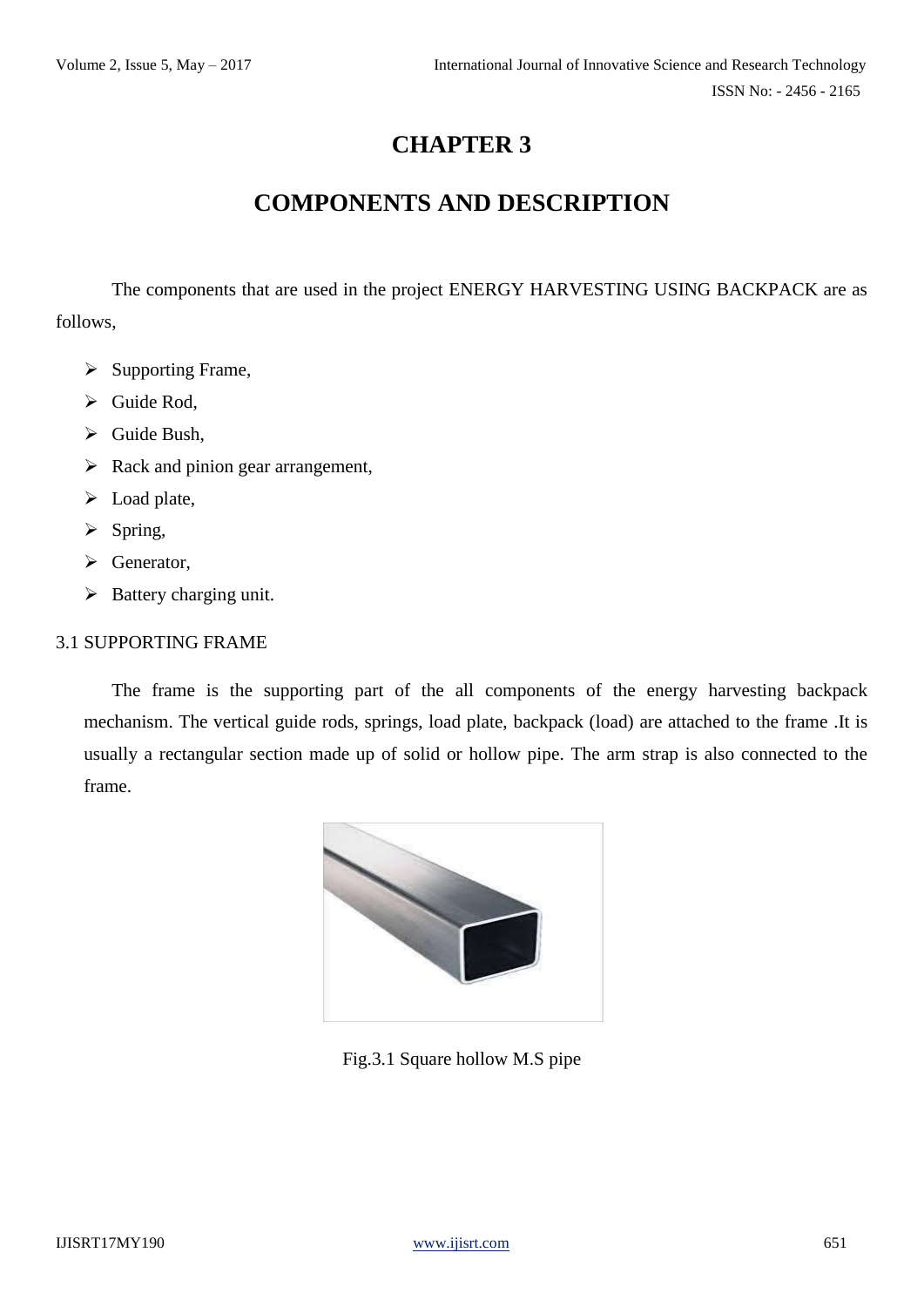# CHAPTER 3

# COMPONENTS AND DESCRIPTION

The components that are used in the project ENERGY HARVESTING USING BACKPACK are as follows,

- Supporting Frame,
- Guide Rod,
- Guide Bush,
- Rack and pinion gear arrangement,
- Load plate,
- Spring,
- Generator,
- Battery charging unit.

## 3.1 SUPPORTING FRAME

The frame is the supporting part of the all components of the energy harvesting backpack mechanism. The vertical guide rods, springs, load plate, backpack (load) are attached to the frame .It is usually a rectangular section made up of solid or hollow pipe. The arm strap is also connected to the frame.

Fig.3.1 Square hollow M.S pipe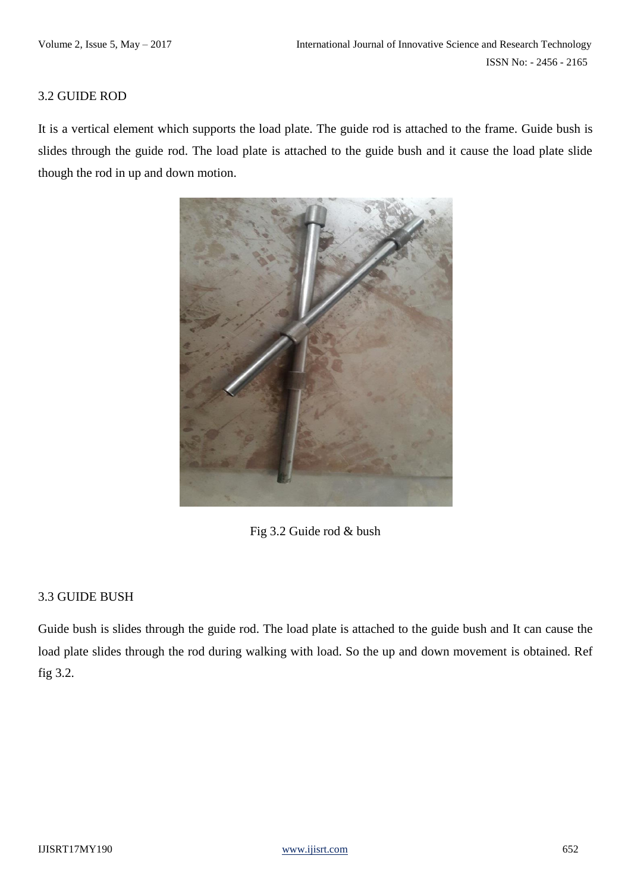### 3.2 GUIDE ROD

It is a vertical element which supports the load plate. The guide rod is attached to the frame. Guide bush is slides through the guide rod. The load plate is attached to the guide bush and it cause the load plate slide though the rod in up and down motion.

Fig 3.2 Guide rod & bush

### 3.3 GUIDE BUSH

Guide bush is slides through the guide rod. The load plate is attached to the guide bush and It can cause the load plate slides through the rod during walking with load. So the up and down movement is obtained. Ref fig 3.2.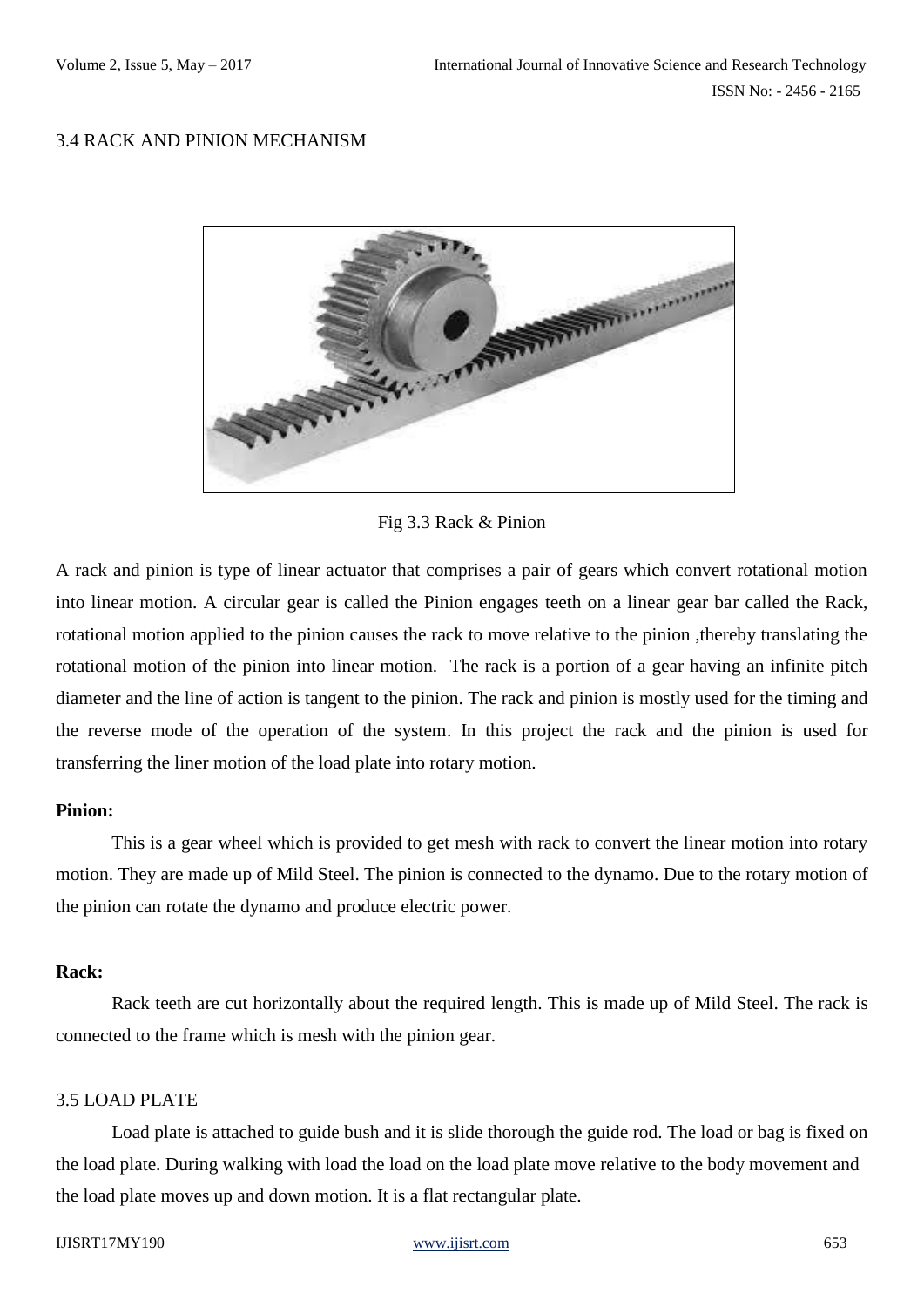### 3.4 RACK AND PINION MECHANISM

Fig 3.3 Rack & Pinion

A rack and pinion is type of linear actuator that comprises a pair of gears which convert rotational motion into linear motion. A circular gear is called the Pinion engages teeth on a linear gear bar called the Rack, rotational motion applied to the pinion causes the rack to move relative to the pinion ,thereby translating the rotational motion of the pinion into linear motion. The rack is a portion of a gear having an infinite pitch diameter and the line of action is tangent to the pinion. The rack and pinion is mostly used for the timing and the reverse mode of the operation of the system. In this project the rack and the pinion is used for transferring the liner motion of the load plate into rotary motion.

**Pinion:**

This is a gear wheel which is provided to get mesh with rack to convert the linear motion into rotary motion. They are made up of Mild Steel. The pinion is connected to the dynamo. Due to the rotary motion of the pinion can rotate the dynamo and produce electric power.

**Rack:**

Rack teeth are cut horizontally about the required length. This is made up of Mild Steel. The rack is connected to the frame which is mesh with the pinion gear.

### 3.5 LOAD PLATE

Load plate is attached to guide bush and it is slide thorough the guide rod. The load or bag is fixed on the load plate. During walking with load the load on the load plate move relative to the body movement and the load plate moves up and down motion. It is a flat rectangular plate.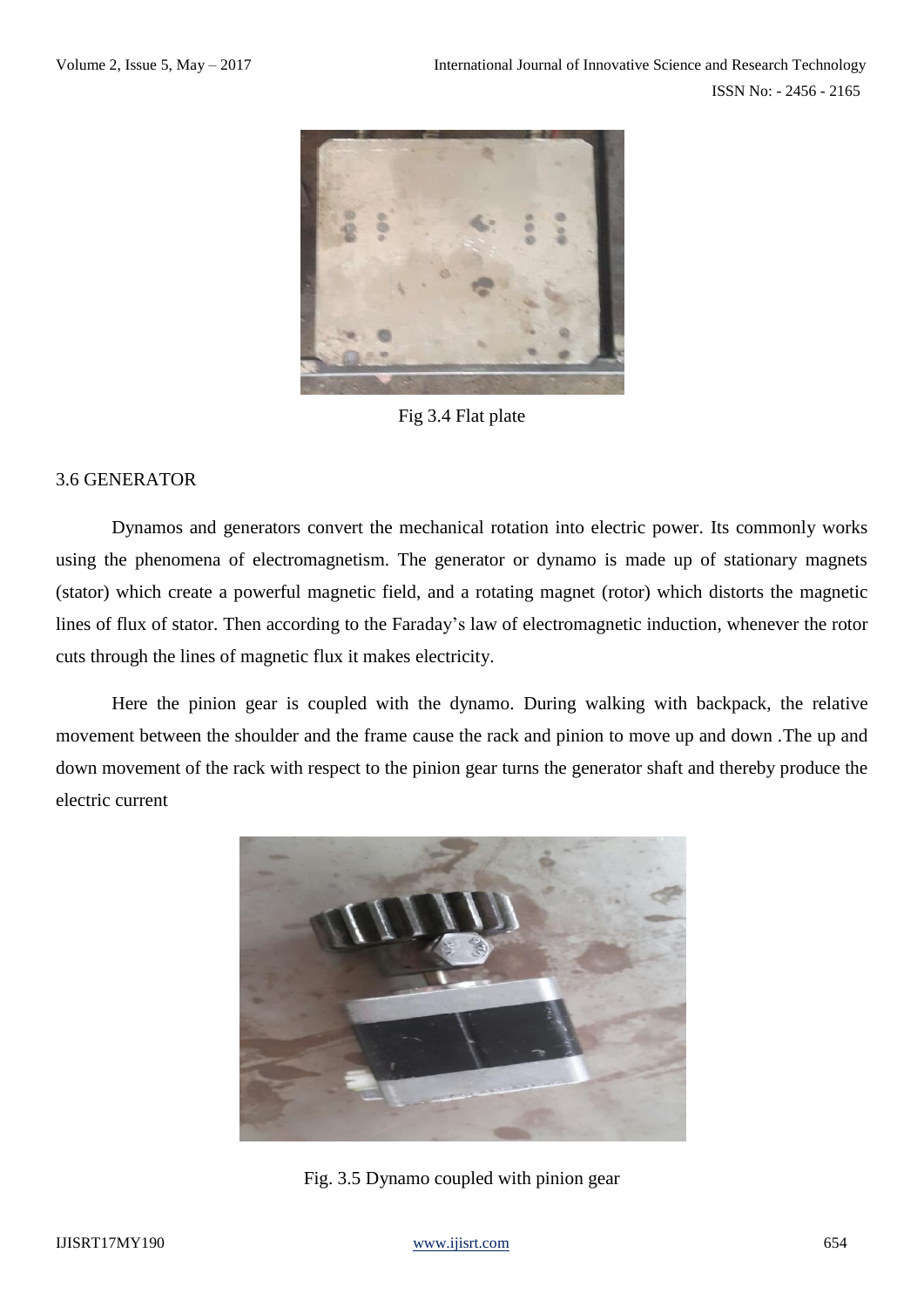Fig 3.4 Flat plate

### 3.6 GENERATOR

Dynamos and generators convert the mechanical rotation into electric power. Its commonly works using the phenomena of electromagnetism. The generator or dynamo is made up of stationary magnets (stator) which create a powerful magnetic field, and a rotating magnet (rotor) which distorts the magnetic lines of flux of stator. Then according to the Faraday's law of electromagnetic induction, whenever the rotor cuts through the lines of magnetic flux it makes electricity.

Here the pinion gear is coupled with the dynamo. During walking with backpack, the relative movement between the shoulder and the frame cause the rack and pinion to move up and down .The up and down movement of the rack with respect to the pinion gear turns the generator shaft and thereby produce the electric current

Fig. 3.5 Dynamo coupled with pinion gear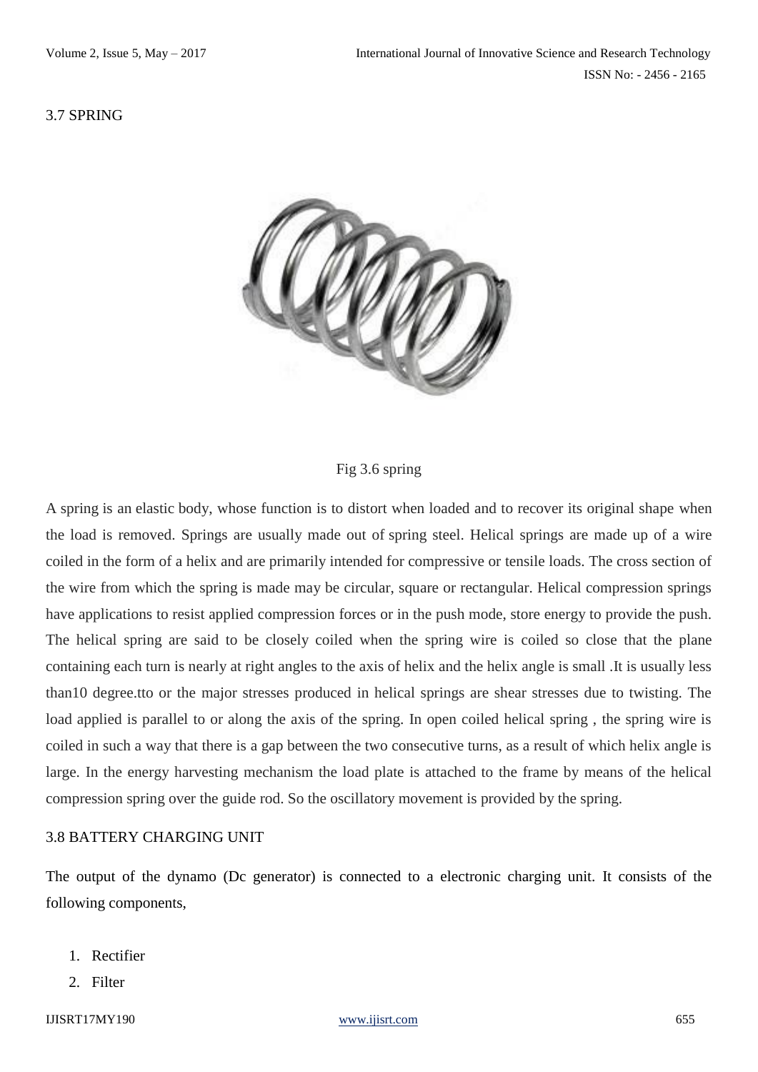## 3.7 SPRING

Fig 3.6 spring

A spring is an elastic body, whose function is to distort when loaded and to recover its original shape when the load is removed. Springs are usually made out of spring steel. Helical springs are made up of a wire coiled in the form of a helix and are primarily intended for compressive or tensile loads. The cross section of the wire from which the spring is made may be circular, square or rectangular. Helical compression springs have applications to resist applied compression forces or in the push mode, store energy to provide the push. The helical spring are said to be closely coiled when the spring wire is coiled so close that the plane containing each turn is nearly at right angles to the axis of helix and the helix angle is small .It is usually less than10 degree.tto or the major stresses produced in helical springs are shear stresses due to twisting. The load applied is parallel to or along the axis of the spring. In open coiled helical spring , the spring wire is coiled in such a way that there is a gap between the two consecutive turns, as a result of which helix angle is large. In the energy harvesting mechanism the load plate is attached to the frame by means of the helical compression spring over the guide rod. So the oscillatory movement is provided by the spring.

## 3.8 BATTERY CHARGING UNIT

The output of the dynamo (Dc generator) is connected to a electronic charging unit. It consists of the following components,

1. Rectifier
2. Filter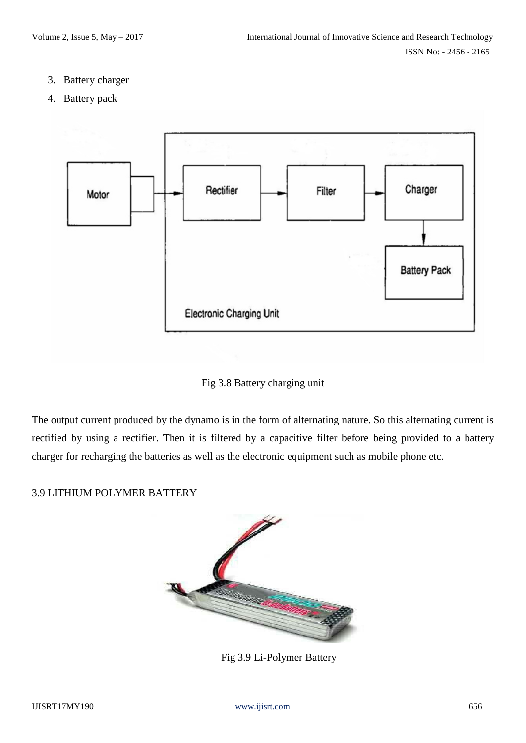3. Battery charger
4. Battery pack

Fig 3.8 Battery charging unit

The output current produced by the dynamo is in the form of alternating nature. So this alternating current is rectified by using a rectifier. Then it is filtered by a capacitive filter before being provided to a battery charger for recharging the batteries as well as the electronic equipment such as mobile phone etc.

## 3.9 LITHIUM POLYMER BATTERY

Fig 3.9 Li-Polymer Battery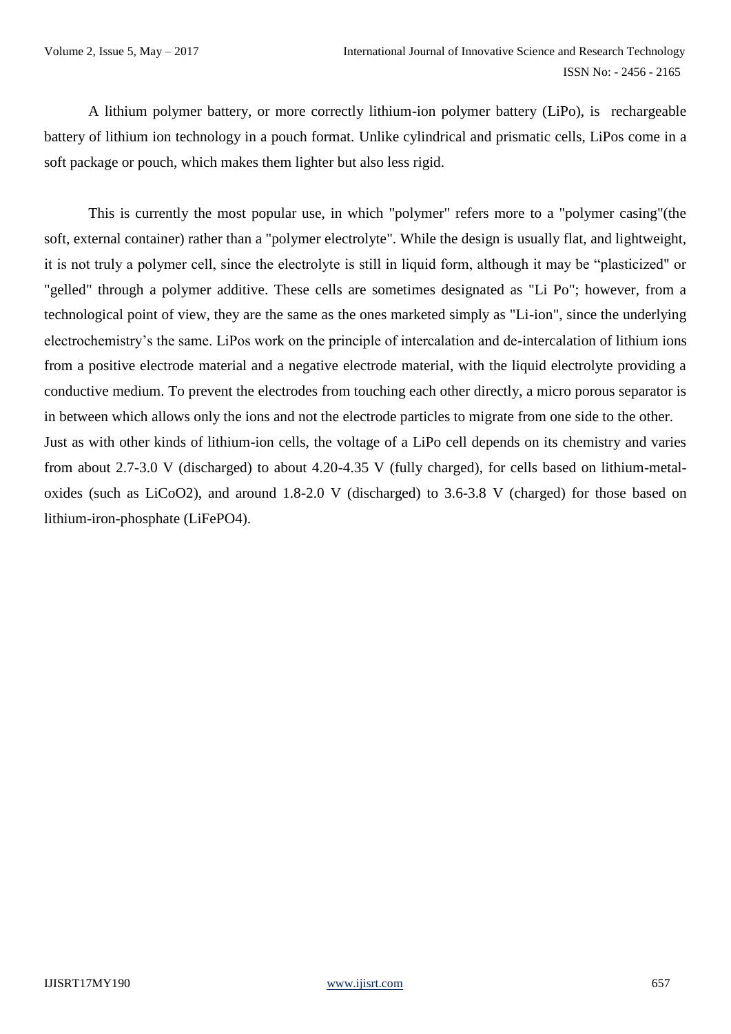A lithium polymer battery, or more correctly lithium-ion polymer battery (LiPo), is rechargeable battery of lithium ion technology in a pouch format. Unlike cylindrical and prismatic cells, LiPos come in a soft package or pouch, which makes them lighter but also less rigid.

This is currently the most popular use, in which "polymer" refers more to a "polymer casing"(the soft, external container) rather than a "polymer electrolyte". While the design is usually flat, and lightweight, it is not truly a polymer cell, since the electrolyte is still in liquid form, although it may be "plasticized" or "gelled" through a polymer additive. These cells are sometimes designated as "Li Po"; however, from a technological point of view, they are the same as the ones marketed simply as "Li-ion", since the underlying electrochemistry's the same. LiPos work on the principle of intercalation and de-intercalation of lithium ions from a positive electrode material and a negative electrode material, with the liquid electrolyte providing a conductive medium. To prevent the electrodes from touching each other directly, a micro porous separator is in between which allows only the ions and not the electrode particles to migrate from one side to the other.
Just as with other kinds of lithium-ion cells, the voltage of a LiPo cell depends on its chemistry and varies from about 2.7-3.0 V (discharged) to about 4.20-4.35 V (fully charged), for cells based on lithium-metal-oxides (such as $LiCoO_2$), and around 1.8-2.0 V (discharged) to 3.6-3.8 V (charged) for those based on lithium-iron-phosphate ($LiFePO_4$).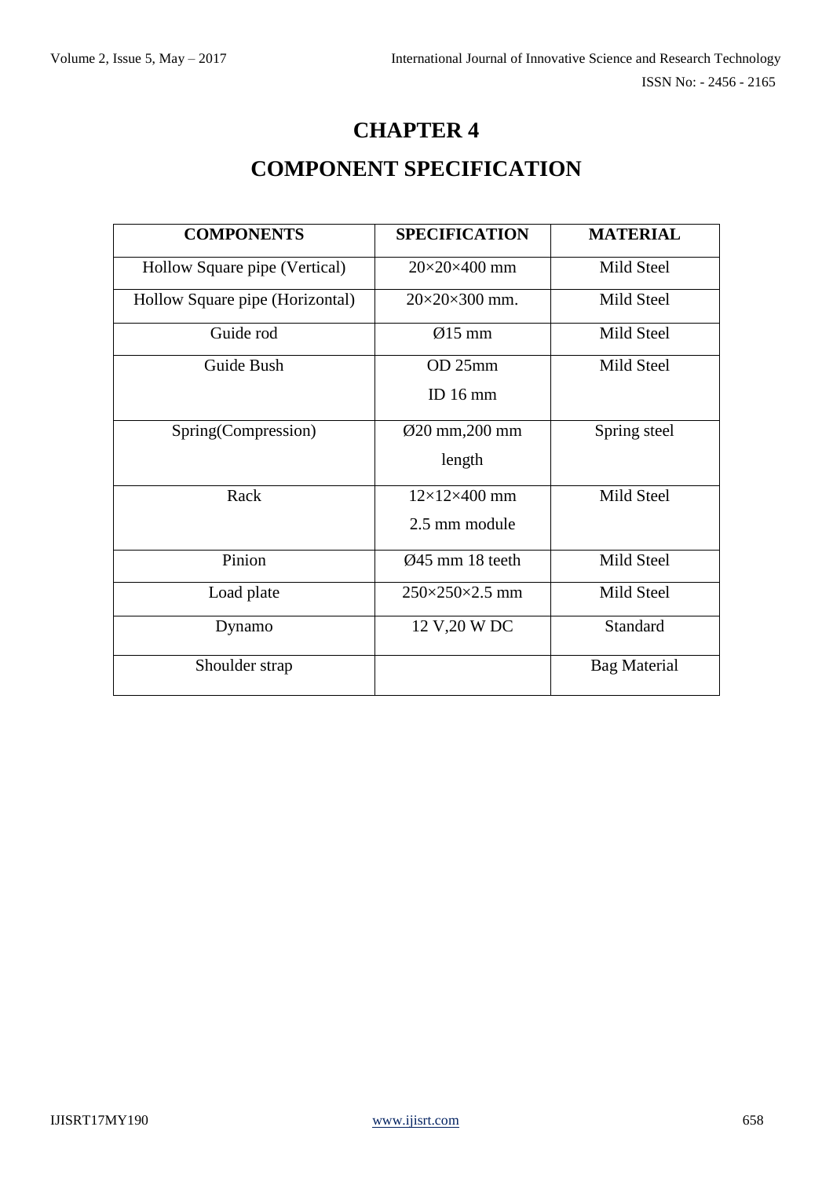# CHAPTER 4

# COMPONENT SPECIFICATION

| COMPONENTS | SPECIFICATION | MATERIAL |
|---|---|---|
| Hollow Square pipe (Vertical) | 20×20×400 mm | Mild Steel |
| Hollow Square pipe (Horizontal) | 20×20×300 mm. | Mild Steel |
| Guide rod | Ø15 mm | Mild Steel |
| Guide Bush | OD 25mm ID 16 mm | Mild Steel |
| Spring(Compression) | Ø20 mm,200 mm length | Spring steel |
| Rack | 12×12×400 mm 2.5 mm module | Mild Steel |
| Pinion | Ø45 mm 18 teeth | Mild Steel |
| Load plate | 250×250×2.5 mm | Mild Steel |
| Dynamo | 12 V,20 W DC | Standard |
| Shoulder strap | | Bag Material |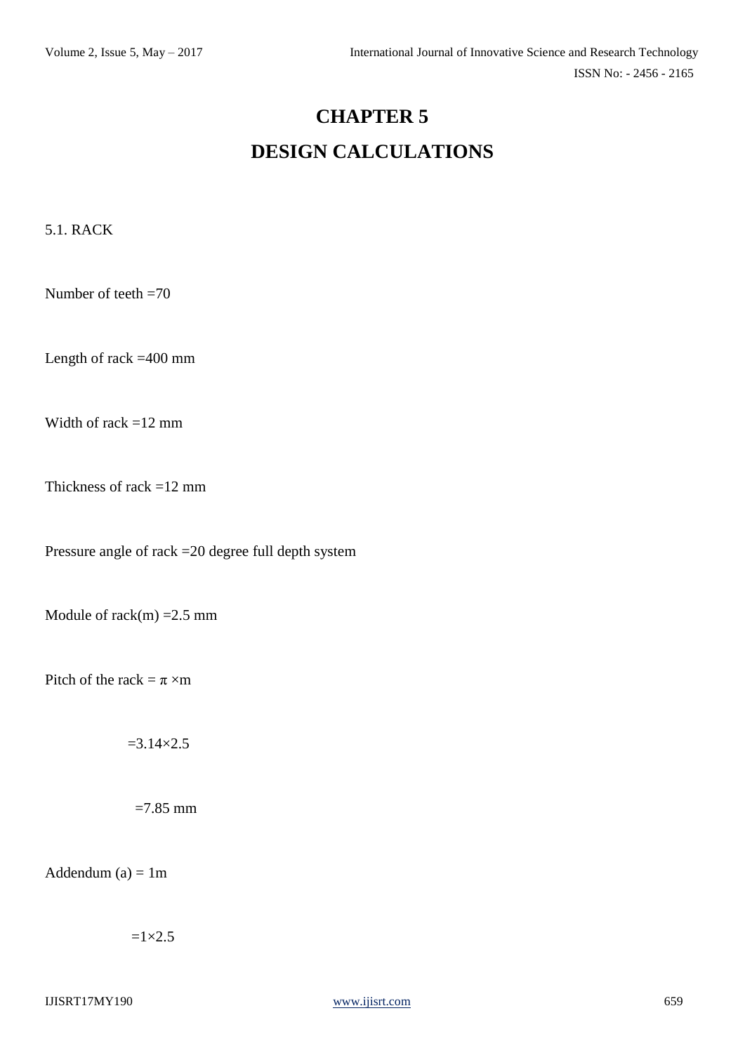# CHAPTER 5

# DESIGN CALCULATIONS

5.1. RACK

Number of teeth =70

Length of rack =400 mm

Width of rack =12 mm

Thickness of rack =12 mm

Pressure angle of rack =20 degree full depth system

Module of rack(m) =2.5 mm

Pitch of the rack = $\pi \times m$

$=3.14 \times 2.5$

$=7.85$ mm

Addendum (a) = 1m

$=1 \times 2.5$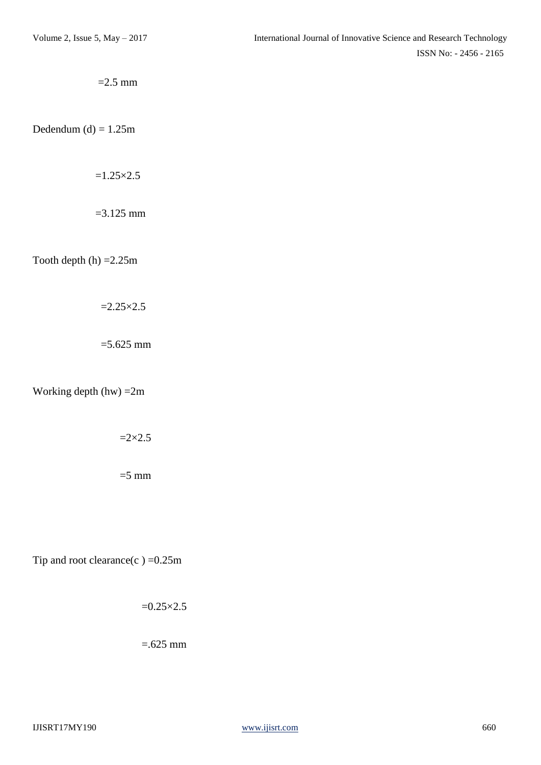$=2.5$ mm

Dedendum (d) $= 1.25m$

$=1.25\times2.5$

$=3.125$ mm

Tooth depth (h) $=2.25m$

$=2.25\times2.5$

$=5.625$ mm

Working depth (hw) $=2m$

$=2\times2.5$

$=5$ mm

Tip and root clearance(c ) $=0.25m$

$=0.25\times2.5$

$=.625$ mm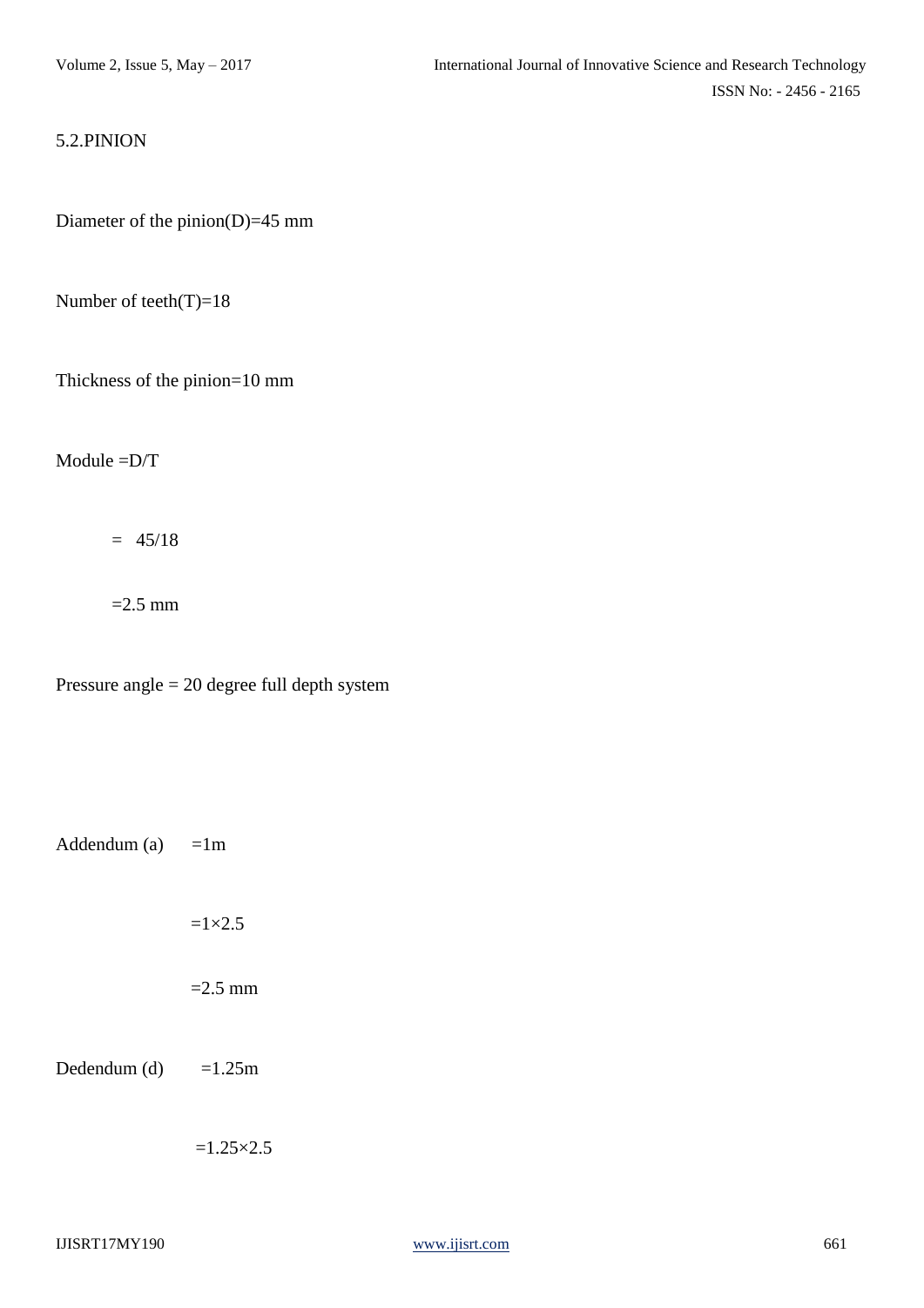5.2.PINION

Diameter of the pinion(D)=45 mm

Number of teeth(T)=18

Thickness of the pinion=10 mm

Module =D/T

= 45/18

=2.5 mm

Pressure angle = 20 degree full depth system

Addendum (a) =1m

=1×2.5

=2.5 mm

Dedendum (d) =1.25m

=1.25×2.5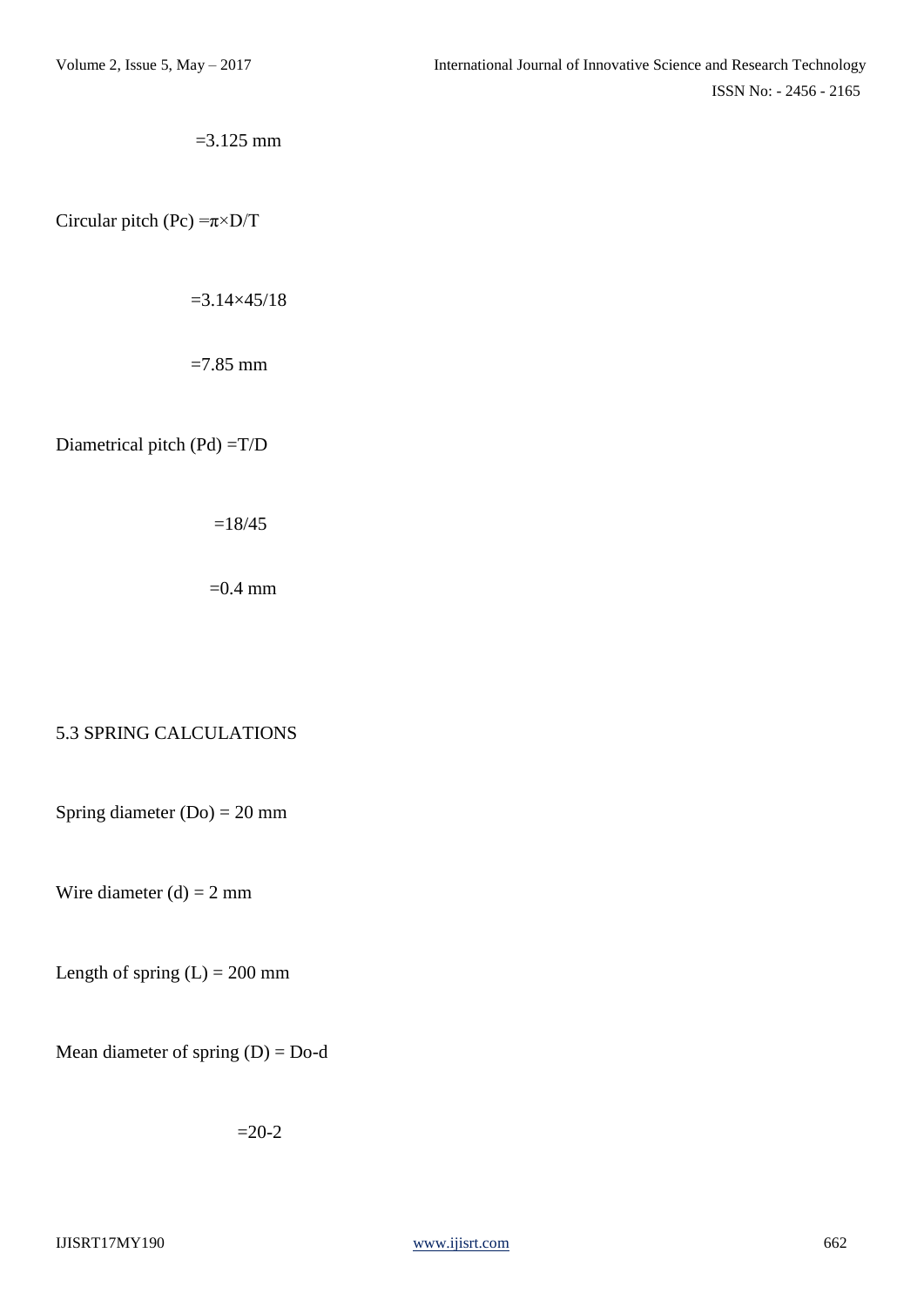$=3.125$ mm

Circular pitch (Pc) $=\pi\times D/T$

$=3.14\times 45/18$

$=7.85$ mm

Diametrical pitch (Pd) $=T/D$

$=18/45$

$=0.4$ mm

5.3 SPRING CALCULATIONS

Spring diameter (Do) = 20 mm

Wire diameter (d) = 2 mm

Length of spring (L) = 200 mm

Mean diameter of spring (D) = Do-d

$=20-2$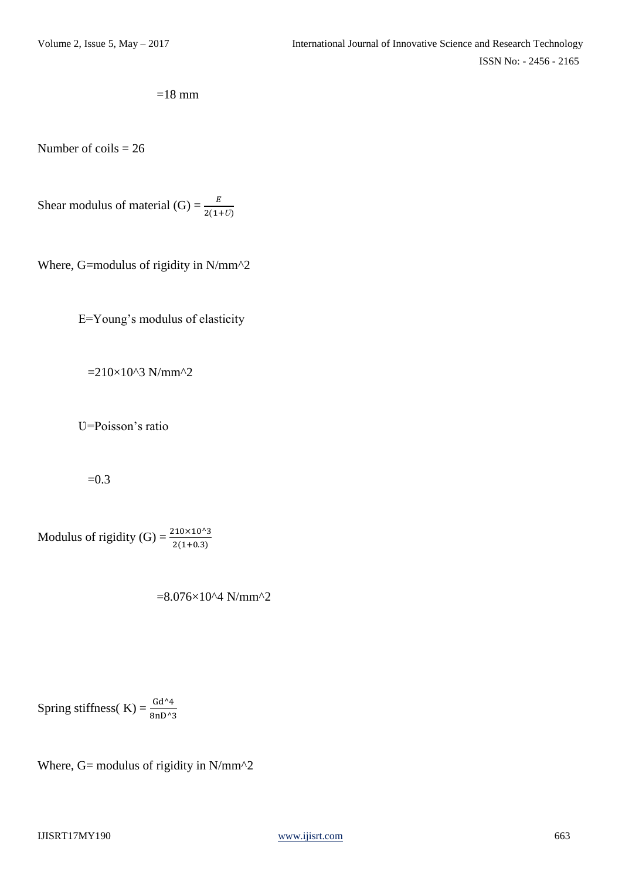$=18$ mm

Number of coils = 26

Shear modulus of material (G) = $\frac{E}{2(1+U)}$

Where, G=modulus of rigidity in $N/mm^2$

E=Young's modulus of elasticity

$=210\times10^3$ $N/mm^2$

U=Poisson's ratio

$=0.3$

Modulus of rigidity (G) = $\frac{210\times10^3}{2(1+0.3)}$

$=8.076\times10^4$ $N/mm^2$

Spring stiffness( K) = $\frac{Gd^4}{8nD^3}$

Where, G= modulus of rigidity in $N/mm^2$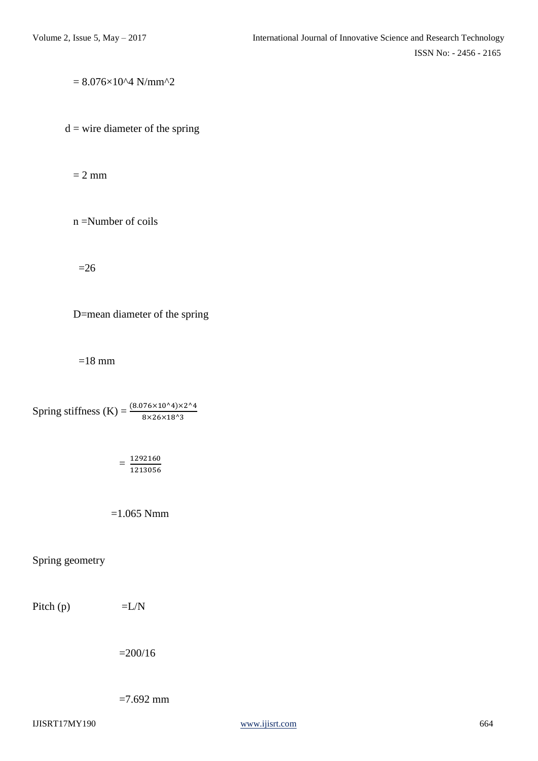$= 8.076\times10^4$ N/mm^2

d = wire diameter of the spring

= 2 mm

n =Number of coils

=26

D=mean diameter of the spring

=18 mm

Spring stiffness (K) = $\frac{(8.076\times10^4)\times2^4}{8\times26\times18^3}$

$= \frac{1292160}{1213056}$

=1.065 Nmm

Spring geometry

Pitch (p) =L/N

=200/16

=7.692 mm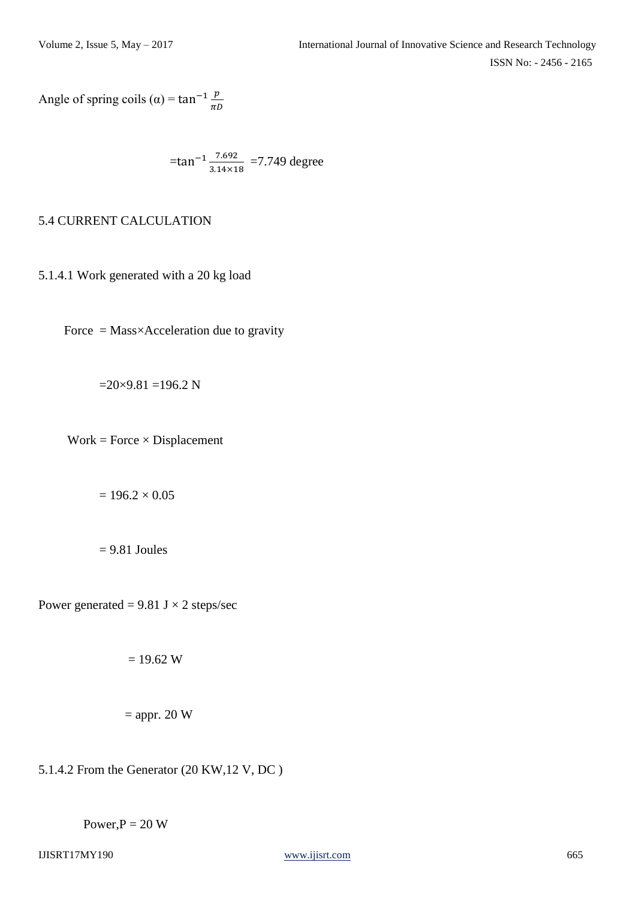Angle of spring coils (α) = $\tan^{-1}\frac{p}{\pi D}$

$$=\tan^{-1}\frac{7.692}{3.14\times18} = 7.749 \text{ degree}$$

5.4 CURRENT CALCULATION

5.1.4.1 Work generated with a 20 kg load

Force = Mass×Acceleration due to gravity

=20×9.81 =196.2 N

Work = Force × Displacement

= 196.2 × 0.05

= 9.81 Joules

Power generated = 9.81 J × 2 steps/sec

= 19.62 W

= appr. 20 W

5.1.4.2 From the Generator (20 KW,12 V, DC )

Power,P = 20 W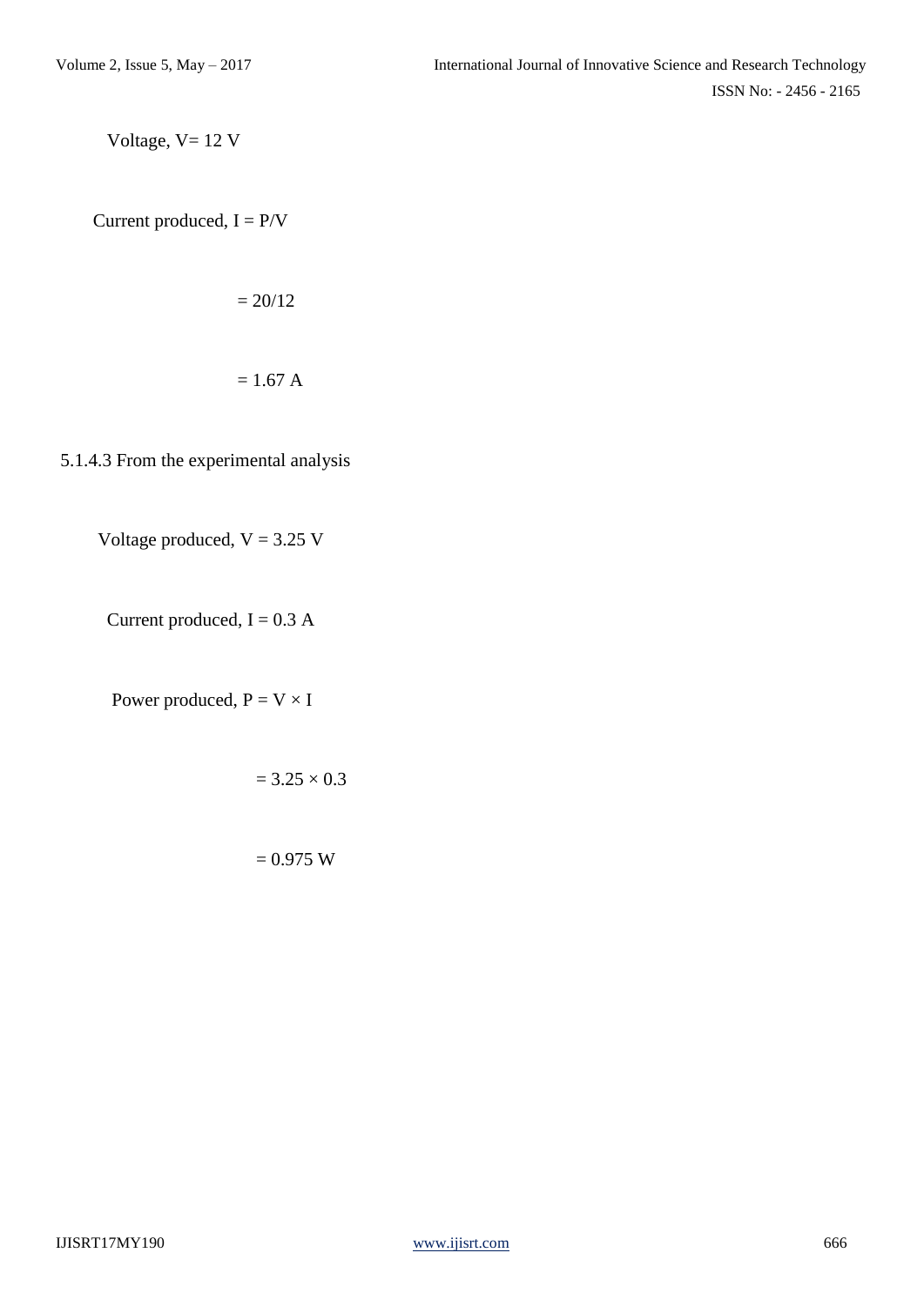Voltage, $V = 12$ V

Current produced, $I = P/V$

$= 20/12$

$= 1.67$ A

5.1.4.3 From the experimental analysis

Voltage produced, $V = 3.25$ V

Current produced, $I = 0.3$ A

Power produced, $P = V \times I$

$= 3.25 \times 0.3$

$= 0.975$ W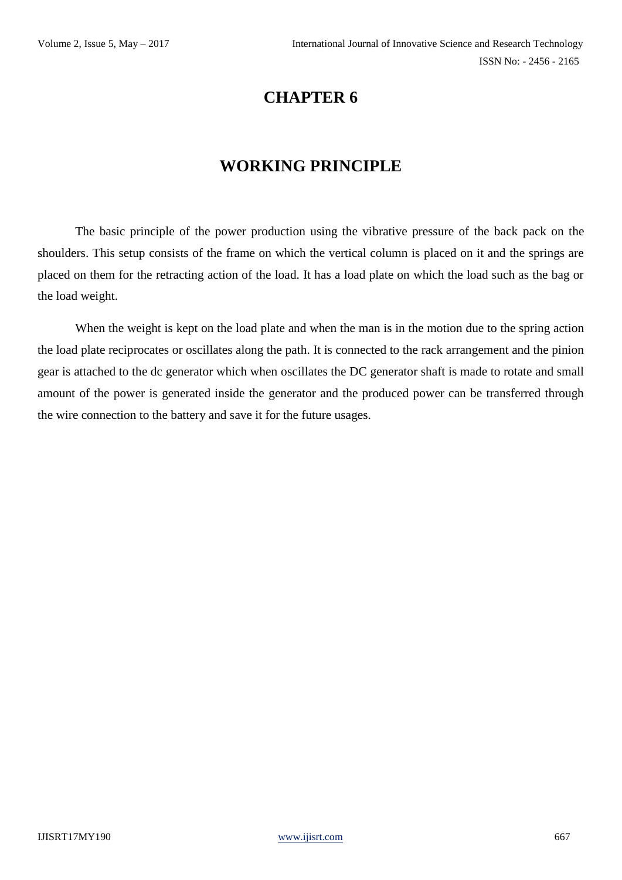# CHAPTER 6

## WORKING PRINCIPLE

The basic principle of the power production using the vibrative pressure of the back pack on the shoulders. This setup consists of the frame on which the vertical column is placed on it and the springs are placed on them for the retracting action of the load. It has a load plate on which the load such as the bag or the load weight.

When the weight is kept on the load plate and when the man is in the motion due to the spring action the load plate reciprocates or oscillates along the path. It is connected to the rack arrangement and the pinion gear is attached to the dc generator which when oscillates the DC generator shaft is made to rotate and small amount of the power is generated inside the generator and the produced power can be transferred through the wire connection to the battery and save it for the future usages.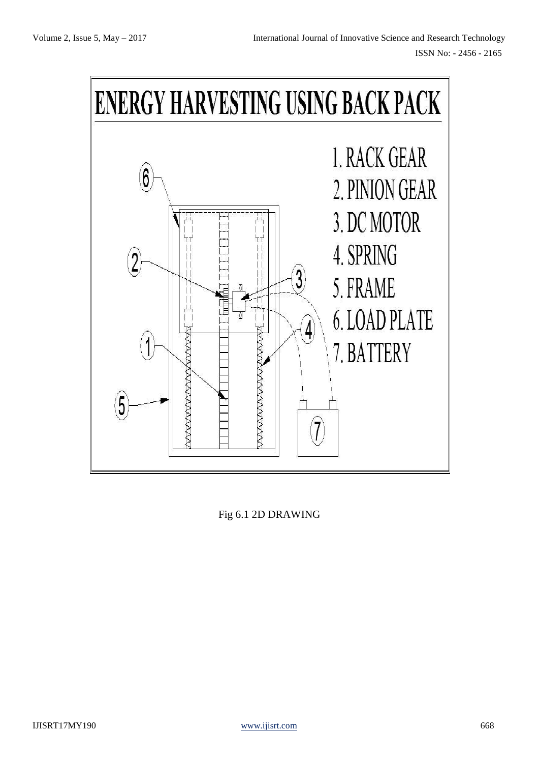# ENERGY HARVESTING USING BACK PACK

1. RACK GEAR
2. PINION GEAR
3. DC MOTOR
4. SPRING
5. FRAME
6. LOAD PLATE
7. BATTERY

Fig 6.1 2D DRAWING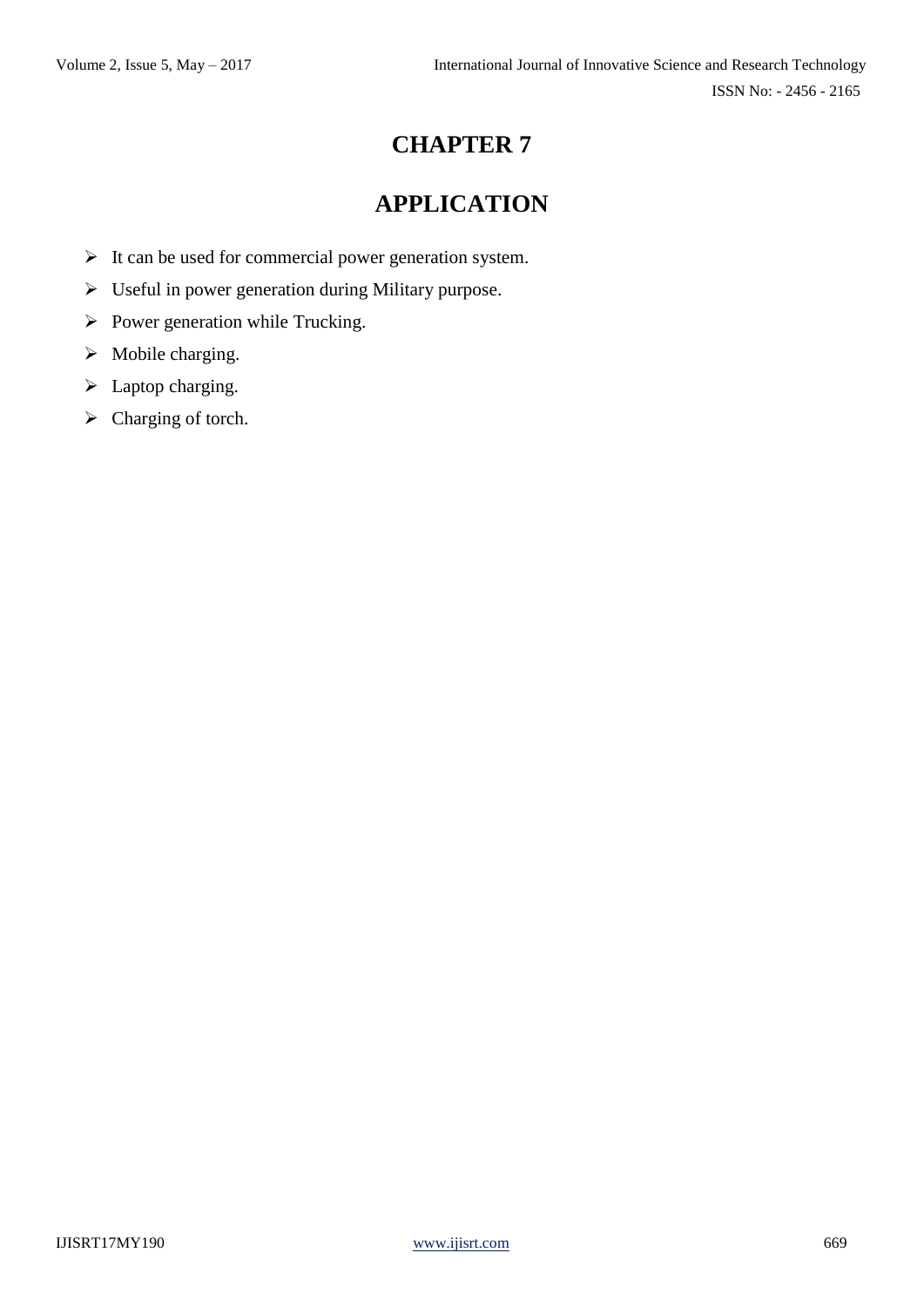# CHAPTER 7

# APPLICATION

- It can be used for commercial power generation system.
- Useful in power generation during Military purpose.
- Power generation while Trucking.
- Mobile charging.
- Laptop charging.
- Charging of torch.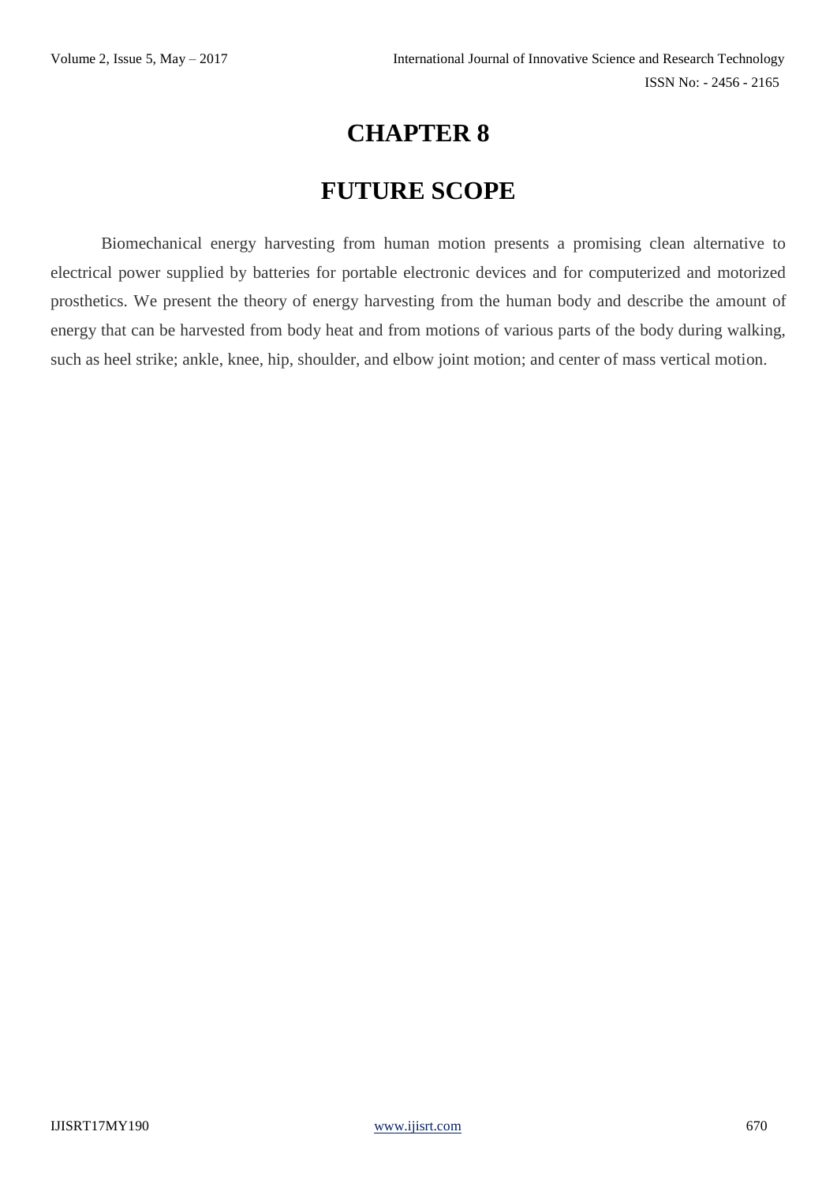# CHAPTER 8

# FUTURE SCOPE

Biomechanical energy harvesting from human motion presents a promising clean alternative to electrical power supplied by batteries for portable electronic devices and for computerized and motorized prosthetics. We present the theory of energy harvesting from the human body and describe the amount of energy that can be harvested from body heat and from motions of various parts of the body during walking, such as heel strike; ankle, knee, hip, shoulder, and elbow joint motion; and center of mass vertical motion.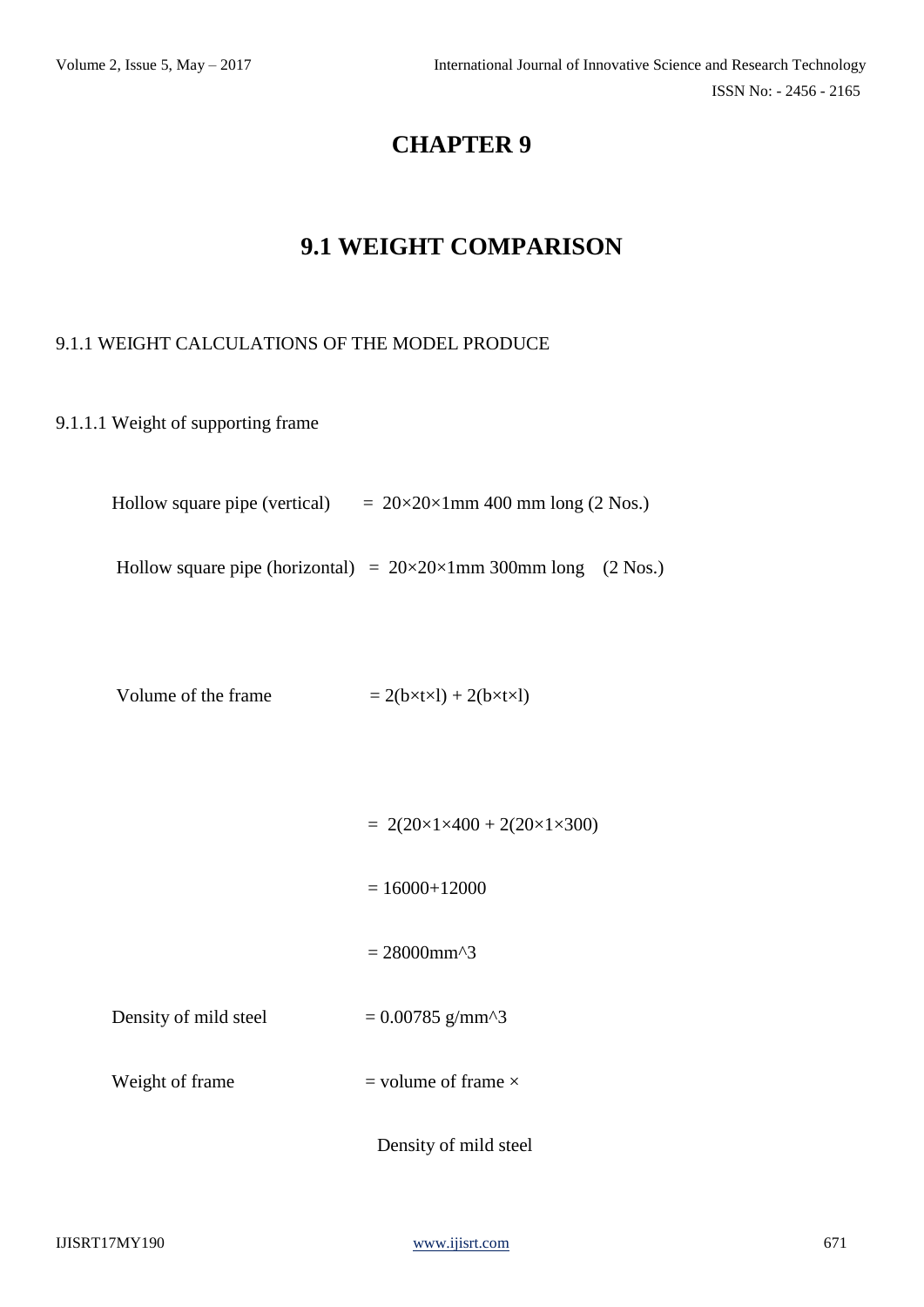# CHAPTER 9

## 9.1 WEIGHT COMPARISON

9.1.1 WEIGHT CALCULATIONS OF THE MODEL PRODUCE

9.1.1.1 Weight of supporting frame

Hollow square pipe (vertical) = $20\times20\times1$mm 400 mm long (2 Nos.)

Hollow square pipe (horizontal) = $20\times20\times1$mm 300mm long (2 Nos.)

Volume of the frame = $2(b\times t\times l) + 2(b\times t\times l)$

= $2(20\times1\times400 + 2(20\times1\times300)$

= $16000+12000$

= 28000mm^3

Density of mild steel = 0.00785 g/mm^3

Weight of frame = volume of frame × Density of mild steel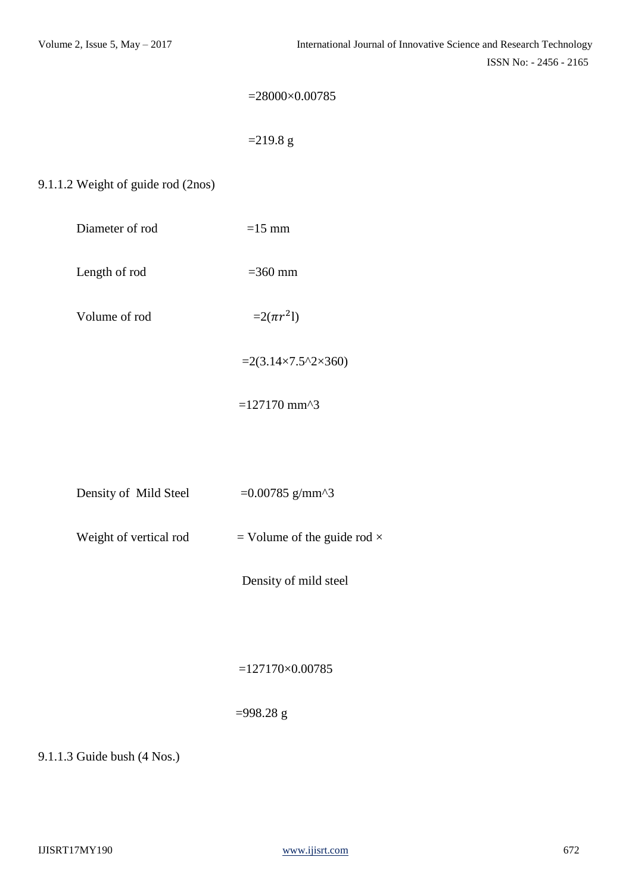=28000×0.00785

=219.8 g

9.1.1.2 Weight of guide rod (2nos)

Diameter of rod =15 mm

Length of rod =360 mm

Volume of rod =2($\pi r^2$l)

=2(3.14×7.5^2×360)

=127170 mm^3

Density of Mild Steel =0.00785 g/mm^3

Weight of vertical rod = Volume of the guide rod × Density of mild steel

=127170×0.00785

=998.28 g

9.1.1.3 Guide bush (4 Nos.)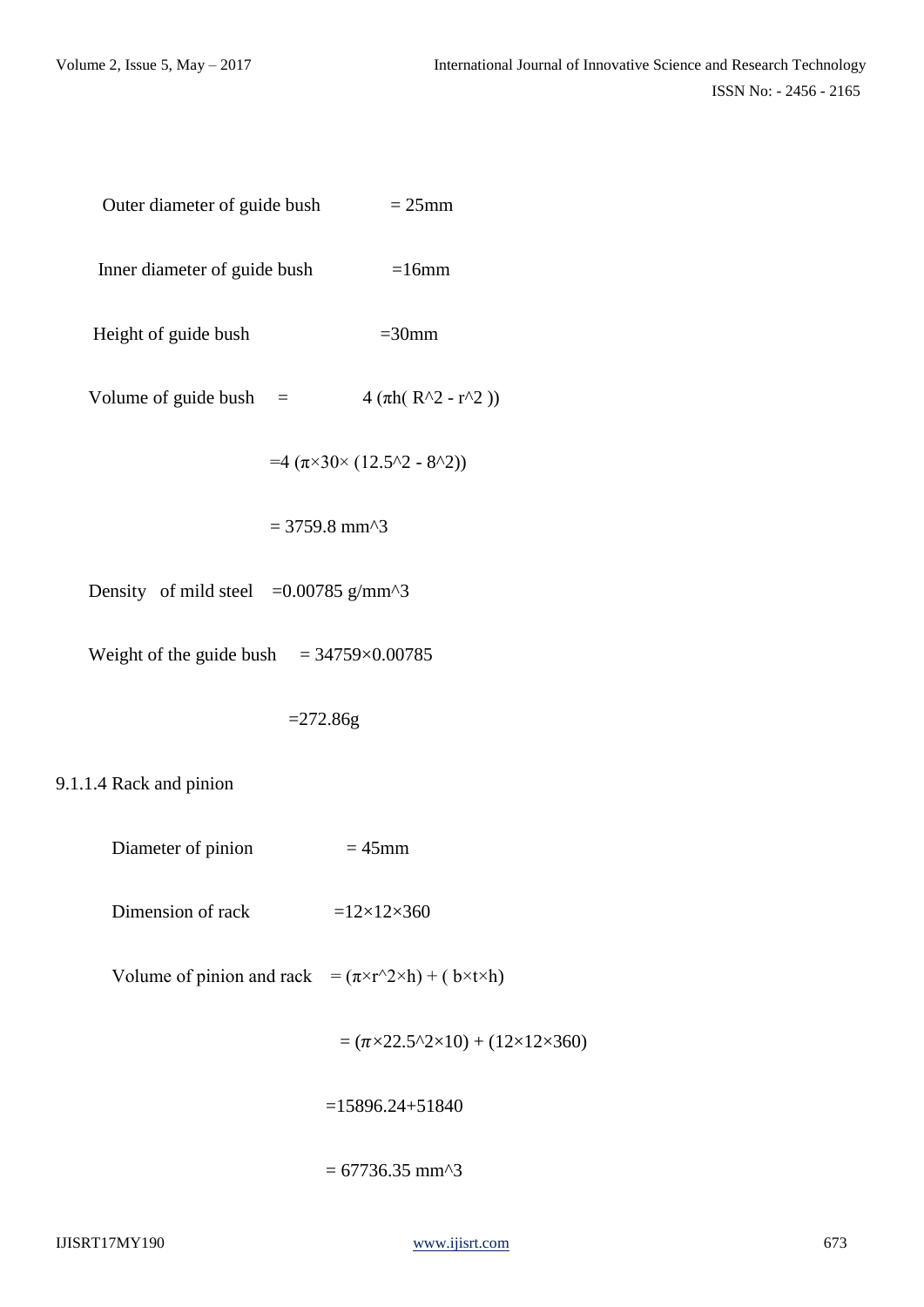Outer diameter of guide bush = 25mm

Inner diameter of guide bush =16mm

Height of guide bush =30mm

Volume of guide bush = $4\ (\pi h(\ R^2 - r^2\ ))$

$=4\ (\pi\times 30\times\ (12.5^2 - 8^2))$

$= 3759.8\ mm^3$

Density of mild steel =0.00785 g/mm^3

Weight of the guide bush = 34759×0.00785

=272.86g

9.1.1.4 Rack and pinion

Diameter of pinion = 45mm

Dimension of rack =12×12×360

Volume of pinion and rack $= (\pi\times r^2\times h) + (\ b\times t\times h)$

$= (\pi\times 22.5^2\times 10) + (12\times 12\times 360)$

$=15896.24+51840$

$= 67736.35\ mm^3$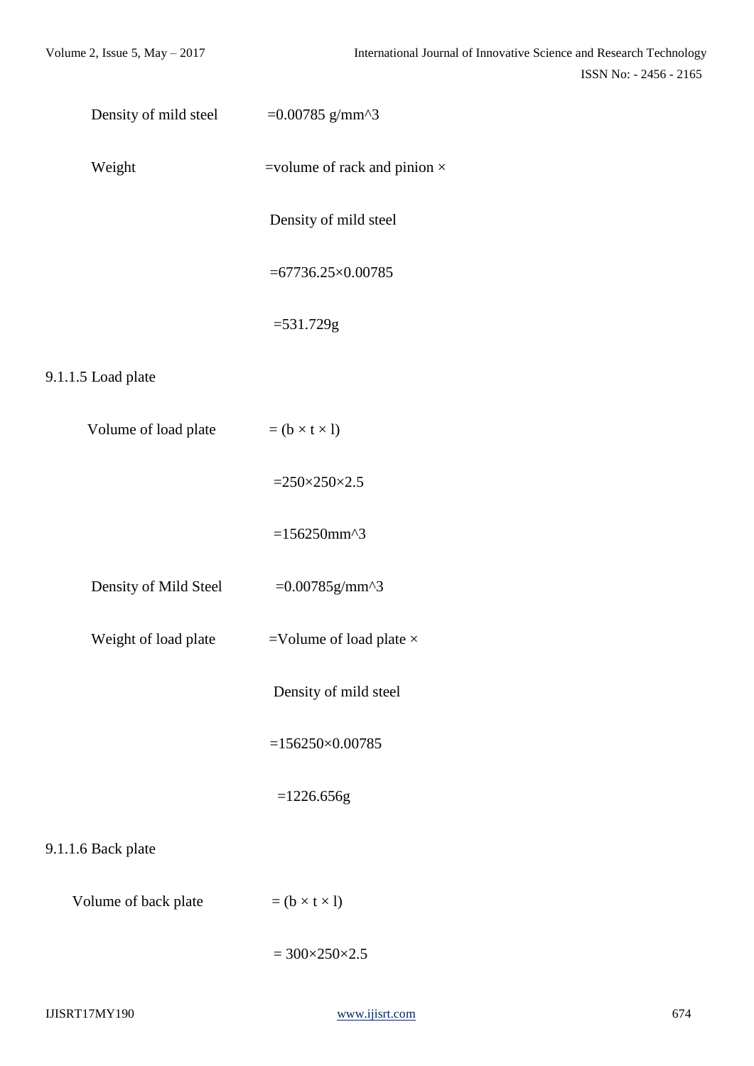Density of mild steel $= 0.00785\ g/mm^3$

Weight $=$ volume of rack and pinion $\times$ Density of mild steel

$= 67736.25 \times 0.00785$

$= 531.729g$

9.1.1.5 Load plate

Volume of load plate $= (b \times t \times l)$

$= 250 \times 250 \times 2.5$

$= 156250 mm^3$

Density of Mild Steel $= 0.00785 g/mm^3$

Weight of load plate $=$ Volume of load plate $\times$ Density of mild steel

$= 156250 \times 0.00785$

$= 1226.656g$

9.1.1.6 Back plate

Volume of back plate $= (b \times t \times l)$

$= 300 \times 250 \times 2.5$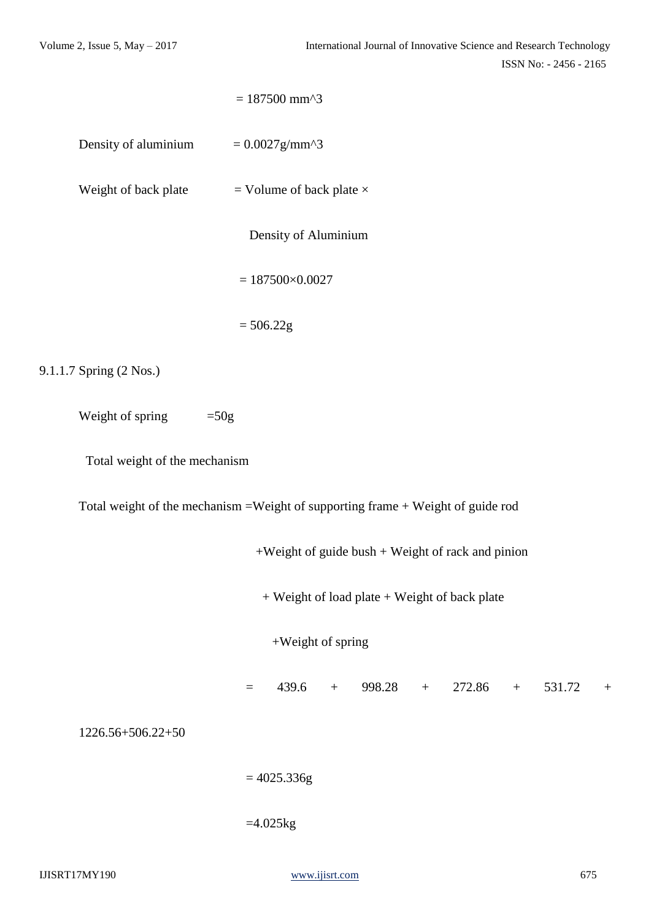$= 187500\ mm^3$

Density of aluminium $= 0.0027 g/mm^3$

Weight of back plate = Volume of back plate × Density of Aluminium

$= 187500 \times 0.0027$

$= 506.22g$

9.1.1.7 Spring (2 Nos.)

Weight of spring =50g

Total weight of the mechanism

Total weight of the mechanism =Weight of supporting frame + Weight of guide rod +Weight of guide bush + Weight of rack and pinion + Weight of load plate + Weight of back plate +Weight of spring

$= 439.6 + 998.28 + 272.86 + 531.72 + 1226.56+506.22+50$

$= 4025.336g$

$=4.025kg$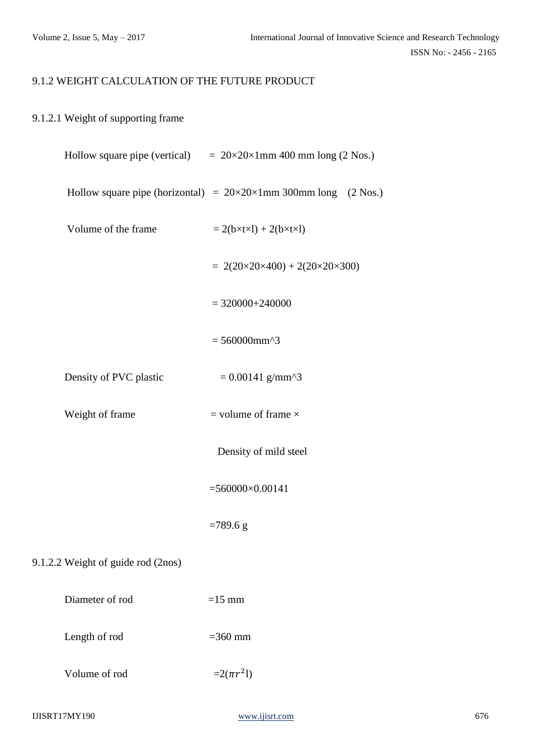9.1.2 WEIGHT CALCULATION OF THE FUTURE PRODUCT

9.1.2.1 Weight of supporting frame

Hollow square pipe (vertical) = 20×20×1mm 400 mm long (2 Nos.)

Hollow square pipe (horizontal) = 20×20×1mm 300mm long (2 Nos.)

Volume of the frame = 2(b×t×l) + 2(b×t×l)

= 2(20×20×400) + 2(20×20×300)

= 320000+240000

= 560000mm^3

Density of PVC plastic = 0.00141 g/mm^3

Weight of frame = volume of frame ×

Density of mild steel

=560000×0.00141

=789.6 g

9.1.2.2 Weight of guide rod (2nos)

Diameter of rod =15 mm

Length of rod =360 mm

Volume of rod =$2(\pi r^2 l)$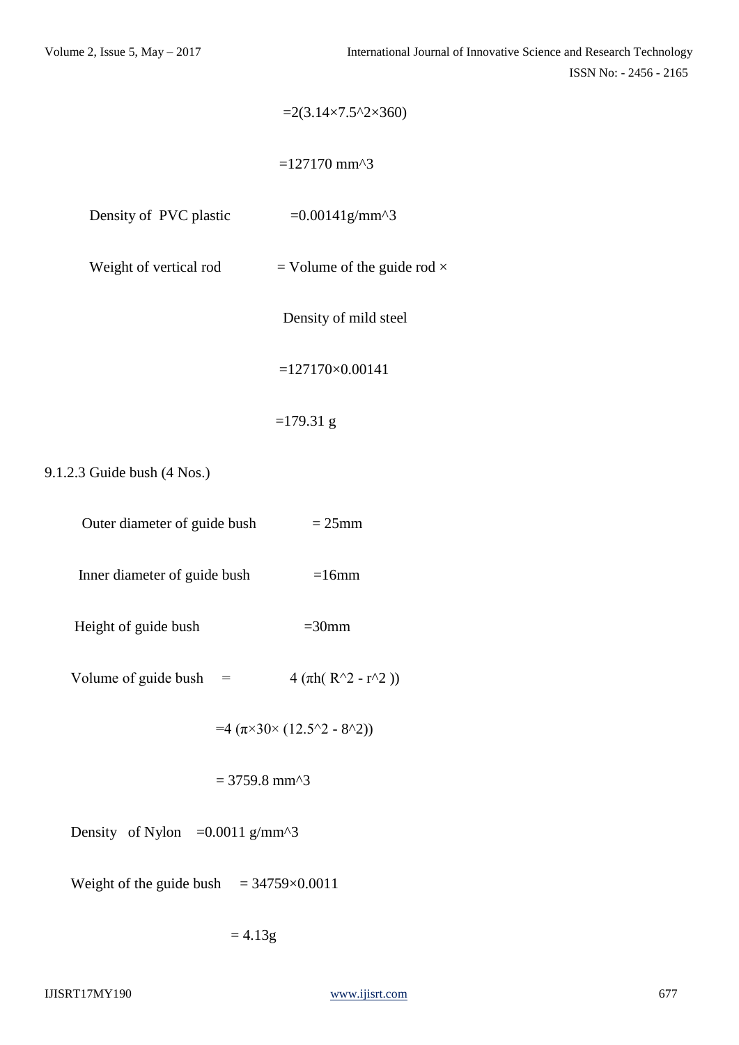$=2(3.14\times7.5^2\times360)$

$=127170\ mm^3$

Density of PVC plastic $=0.00141 g/mm^3$

Weight of vertical rod = Volume of the guide rod ×

Density of mild steel

$=127170\times0.00141$

$=179.31$ g

9.1.2.3 Guide bush (4 Nos.)

Outer diameter of guide bush = 25mm

Inner diameter of guide bush =16mm

Height of guide bush =30mm

Volume of guide bush = $4\ (\pi h(R^2 - r^2))$

$=4\ (\pi\times30\times(12.5^2 - 8^2))$

$= 3759.8\ mm^3$

Density of Nylon $=0.0011\ g/mm^3$

Weight of the guide bush $= 34759\times0.0011$

$= 4.13$g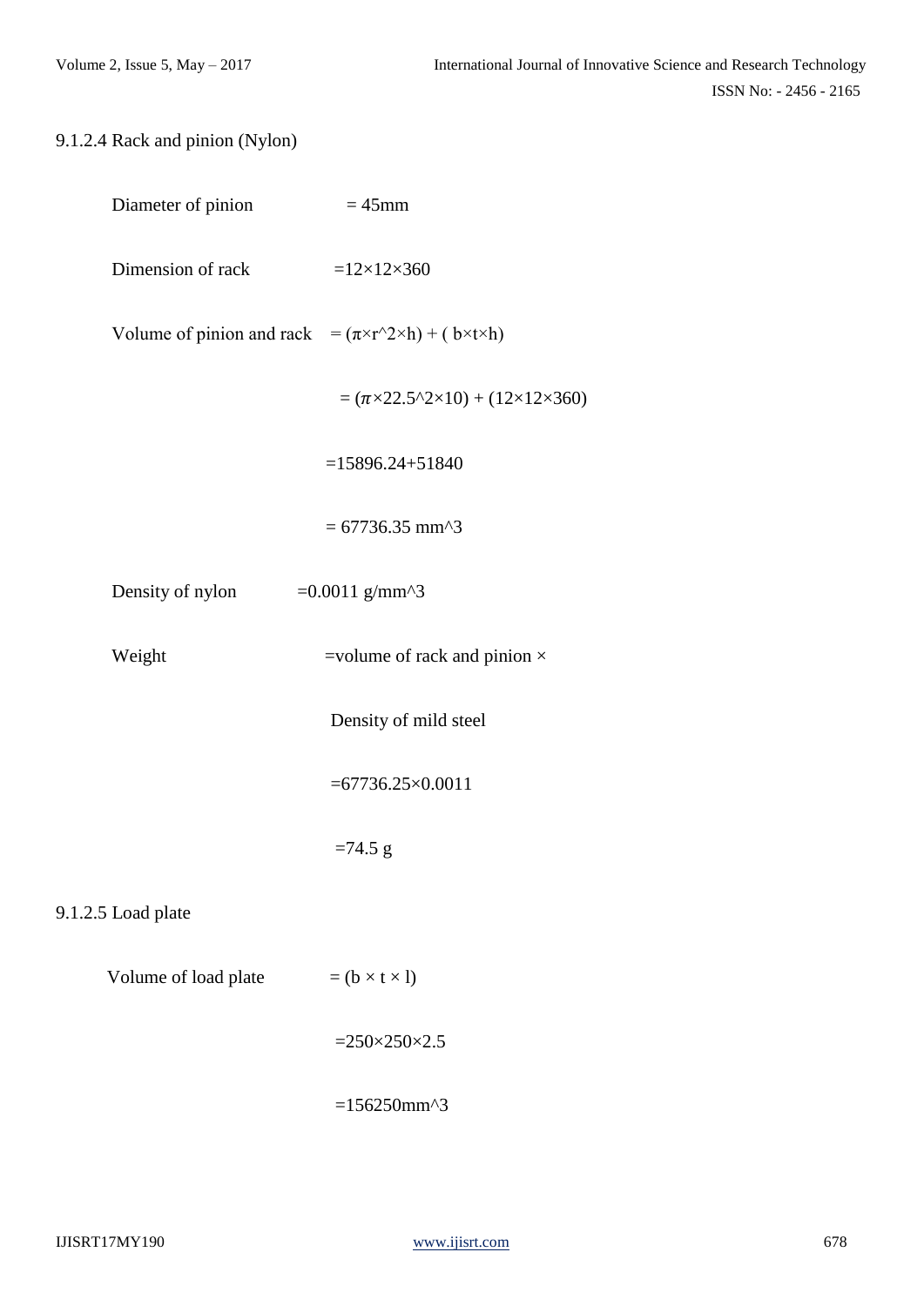9.1.2.4 Rack and pinion (Nylon)

Diameter of pinion = 45mm

Dimension of rack =$12 \times 12 \times 360$

Volume of pinion and rack $= (\pi \times r^2 \times h) + (b \times t \times h)$

$= (\pi \times 22.5^2 \times 10) + (12 \times 12 \times 360)$

$= 15896.24 + 51840$

$= 67736.35$ mm^3

Density of nylon =0.0011 g/mm^3

Weight =volume of rack and pinion ×

Density of mild steel

$= 67736.25 \times 0.0011$

=74.5 g

9.1.2.5 Load plate

Volume of load plate $= (b \times t \times l)$

$= 250 \times 250 \times 2.5$

=156250mm^3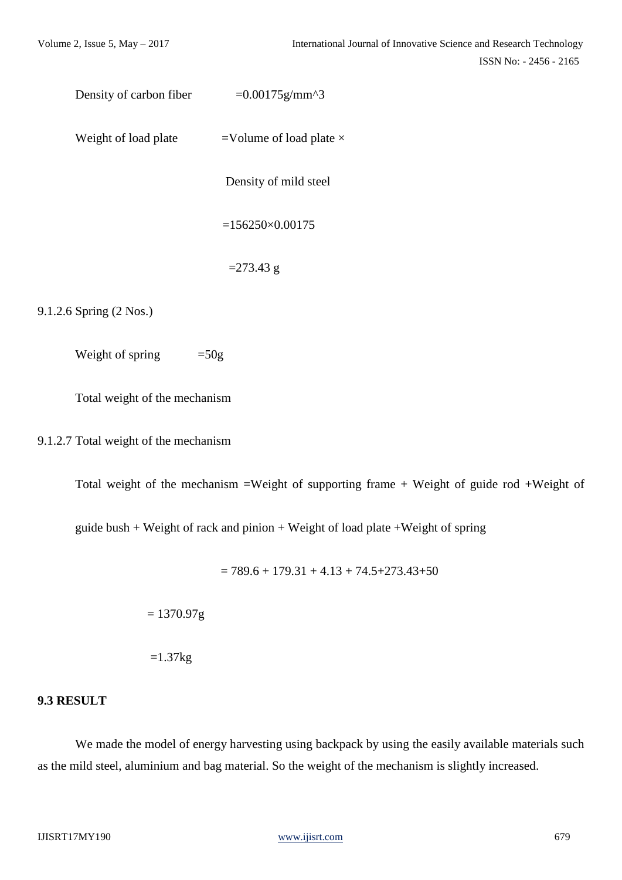Density of carbon fiber $= 0.00175 g/mm^3$

Weight of load plate $=$ Volume of load plate $\times$

Density of mild steel

$= 156250 \times 0.00175$

$= 273.43$ g

9.1.2.6 Spring (2 Nos.)

Weight of spring $= 50$g

Total weight of the mechanism

9.1.2.7 Total weight of the mechanism

Total weight of the mechanism = Weight of supporting frame + Weight of guide rod + Weight of guide bush + Weight of rack and pinion + Weight of load plate + Weight of spring

$= 789.6 + 179.31 + 4.13 + 74.5 + 273.43 + 50$

$= 1370.97$g

$= 1.37$kg

**9.3 RESULT**

We made the model of energy harvesting using backpack by using the easily available materials such as the mild steel, aluminium and bag material. So the weight of the mechanism is slightly increased.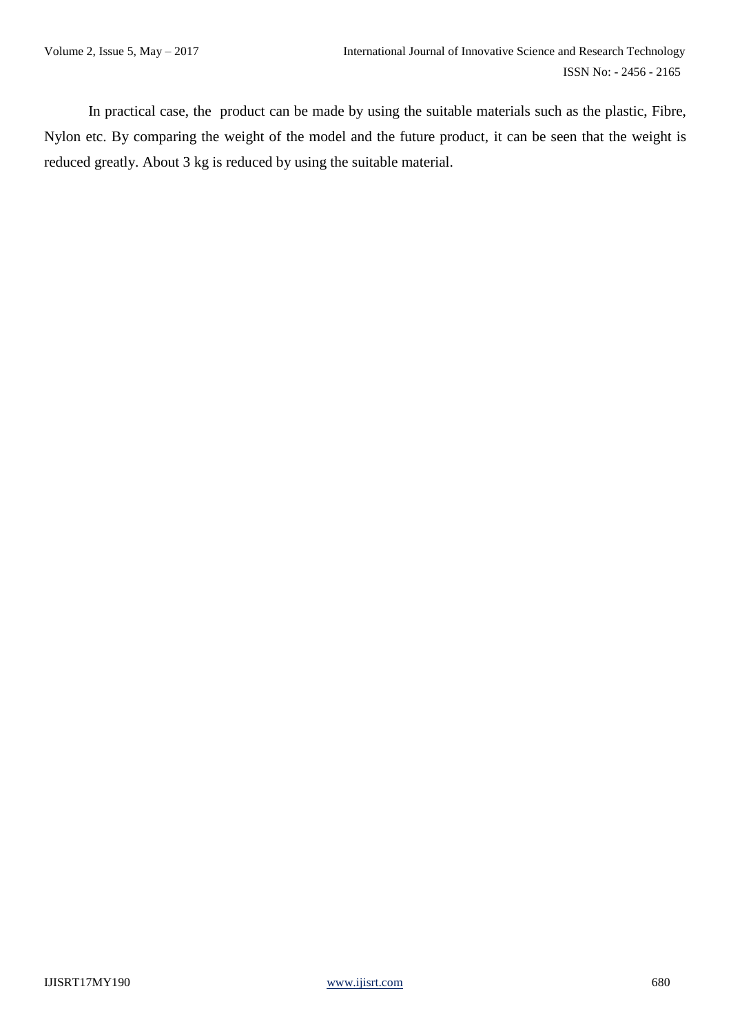In practical case, the product can be made by using the suitable materials such as the plastic, Fibre, Nylon etc. By comparing the weight of the model and the future product, it can be seen that the weight is reduced greatly. About 3 kg is reduced by using the suitable material.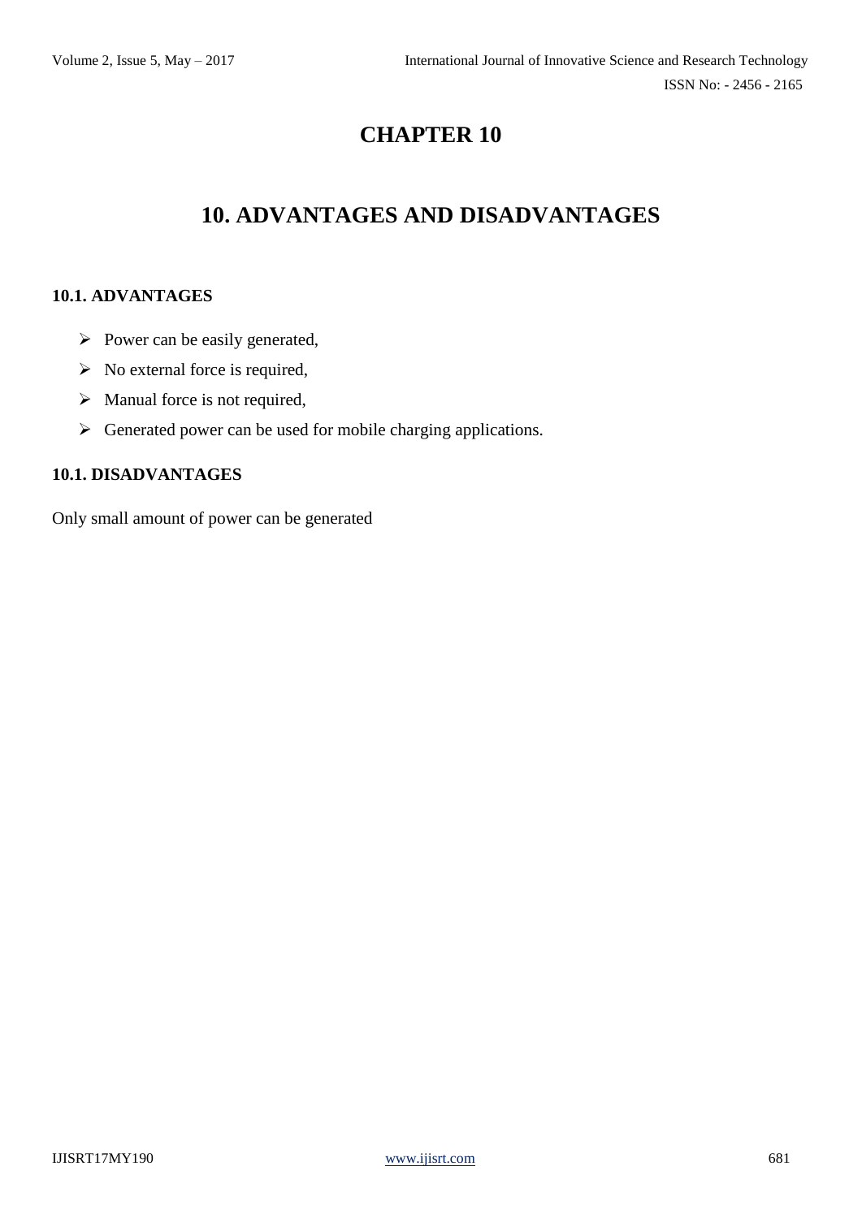# CHAPTER 10

# 10. ADVANTAGES AND DISADVANTAGES

### 10.1. ADVANTAGES

- Power can be easily generated,
- No external force is required,
- Manual force is not required,
- Generated power can be used for mobile charging applications.

### 10.1. DISADVANTAGES

Only small amount of power can be generated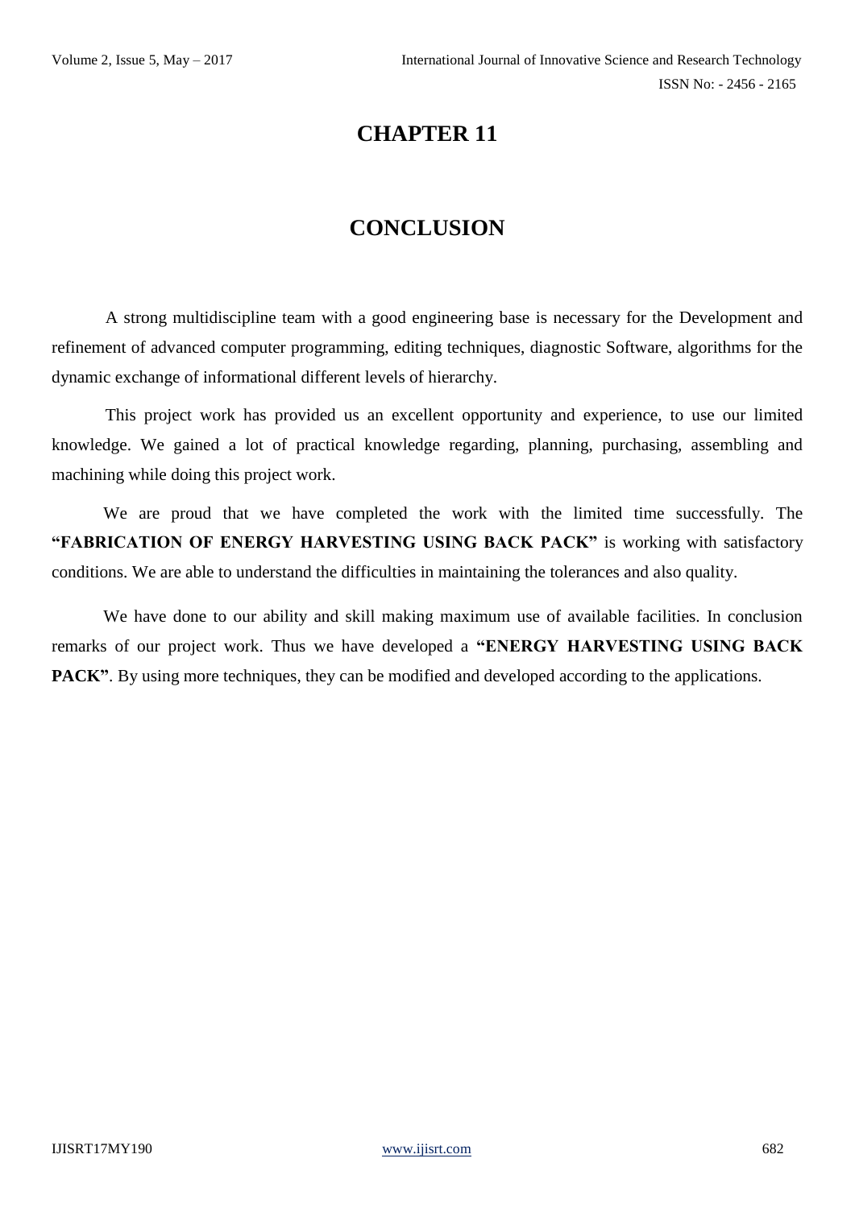# CHAPTER 11

## CONCLUSION

A strong multidiscipline team with a good engineering base is necessary for the Development and refinement of advanced computer programming, editing techniques, diagnostic Software, algorithms for the dynamic exchange of informational different levels of hierarchy.

This project work has provided us an excellent opportunity and experience, to use our limited knowledge. We gained a lot of practical knowledge regarding, planning, purchasing, assembling and machining while doing this project work.

We are proud that we have completed the work with the limited time successfully. The **"FABRICATION OF ENERGY HARVESTING USING BACK PACK"** is working with satisfactory conditions. We are able to understand the difficulties in maintaining the tolerances and also quality.

We have done to our ability and skill making maximum use of available facilities. In conclusion remarks of our project work. Thus we have developed a **"ENERGY HARVESTING USING BACK PACK"**. By using more techniques, they can be modified and developed according to the applications.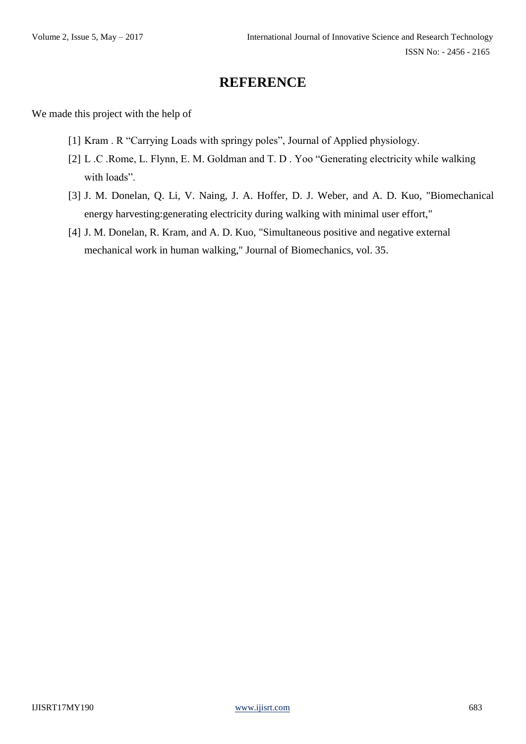# REFERENCE

We made this project with the help of

[1] Kram . R “Carrying Loads with springy poles”, Journal of Applied physiology.

[2] L .C .Rome, L. Flynn, E. M. Goldman and T. D . Yoo “Generating electricity while walking with loads”.

[3] J. M. Donelan, Q. Li, V. Naing, J. A. Hoffer, D. J. Weber, and A. D. Kuo, "Biomechanical energy harvesting:generating electricity during walking with minimal user effort,"

[4] J. M. Donelan, R. Kram, and A. D. Kuo, "Simultaneous positive and negative external mechanical work in human walking," Journal of Biomechanics, vol. 35.